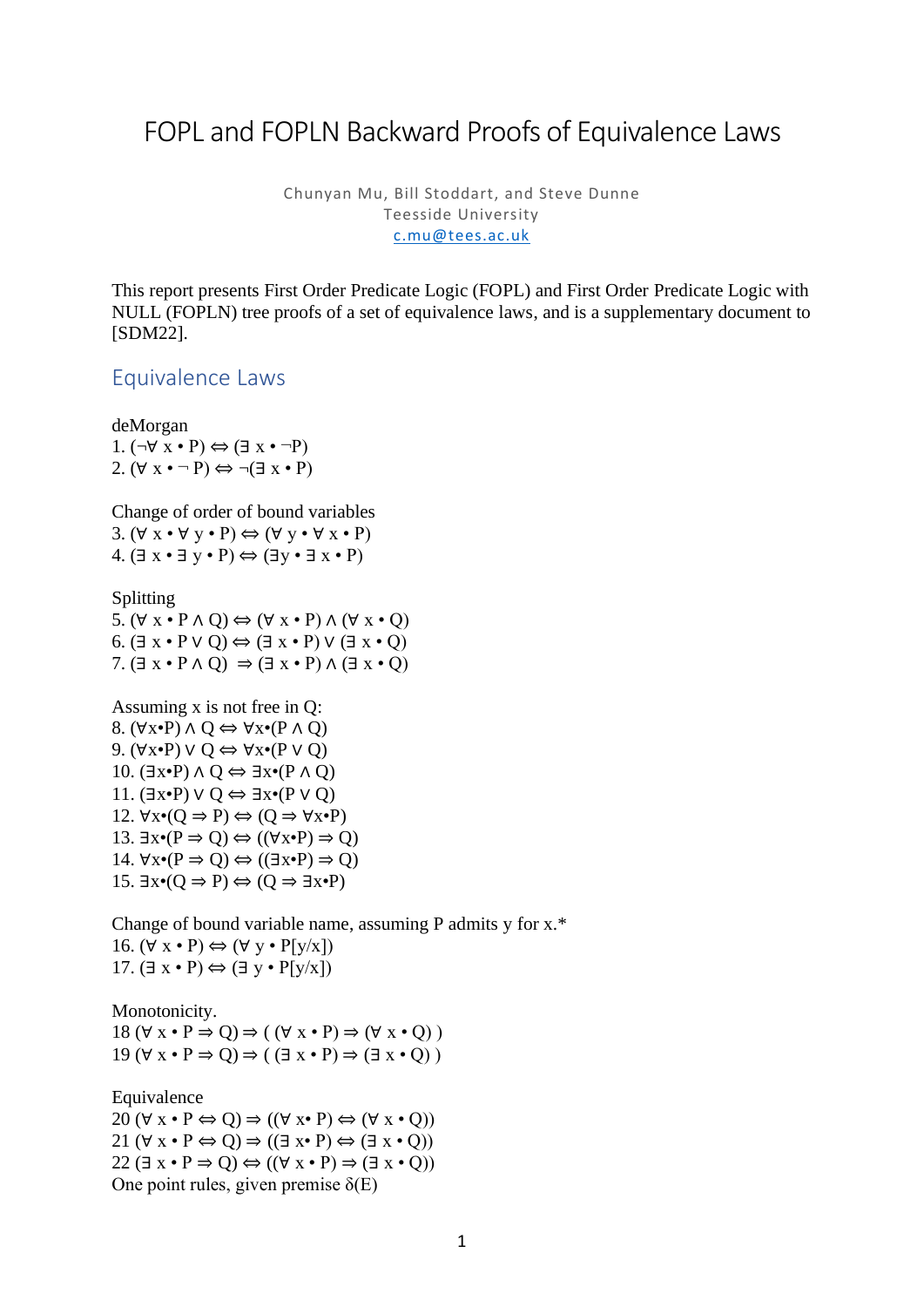# FOPL and FOPLN Backward Proofs of Equivalence Laws

Chunyan Mu, Bill Stoddart, and Steve Dunne
Teesside University
c.mu@tees.ac.uk

This report presents First Order Predicate Logic (FOPL) and First Order Predicate Logic with NULL (FOPLN) tree proofs of a set of equivalence laws, and is a supplementary document to [SDM22].

## Equivalence Laws

deMorgan

1. $(\neg\forall\ x \bullet P) \Leftrightarrow (\exists\ x \bullet \neg P)$
2. $(\forall\ x \bullet \neg\ P) \Leftrightarrow \neg(\exists\ x \bullet P)$

Change of order of bound variables

3. $(\forall\ x \bullet \forall\ y \bullet P) \Leftrightarrow (\forall\ y \bullet \forall\ x \bullet P)$
4. $(\exists\ x \bullet \exists\ y \bullet P) \Leftrightarrow (\exists y \bullet \exists\ x \bullet P)$

Splitting

5. $(\forall\ x \bullet P \wedge Q) \Leftrightarrow (\forall\ x \bullet P) \wedge (\forall\ x \bullet Q)$
6. $(\exists\ x \bullet P \vee Q) \Leftrightarrow (\exists\ x \bullet P) \vee (\exists\ x \bullet Q)$
7. $(\exists\ x \bullet P \wedge Q) \Rightarrow (\exists\ x \bullet P) \wedge (\exists\ x \bullet Q)$

Assuming x is not free in Q:

8. $(\forall x \bullet P) \wedge Q \Leftrightarrow \forall x \bullet (P \wedge Q)$
9. $(\forall x \bullet P) \vee Q \Leftrightarrow \forall x \bullet (P \vee Q)$
10. $(\exists x \bullet P) \wedge Q \Leftrightarrow \exists x \bullet (P \wedge Q)$
11. $(\exists x \bullet P) \vee Q \Leftrightarrow \exists x \bullet (P \vee Q)$
12. $\forall x \bullet (Q \Rightarrow P) \Leftrightarrow (Q \Rightarrow \forall x \bullet P)$
13. $\exists x \bullet (P \Rightarrow Q) \Leftrightarrow ((\forall x \bullet P) \Rightarrow Q)$
14. $\forall x \bullet (P \Rightarrow Q) \Leftrightarrow ((\exists x \bullet P) \Rightarrow Q)$
15. $\exists x \bullet (Q \Rightarrow P) \Leftrightarrow (Q \Rightarrow \exists x \bullet P)$

Change of bound variable name, assuming P admits y for x.*

16. $(\forall\ x \bullet P) \Leftrightarrow (\forall\ y \bullet P[y/x])$
17. $(\exists\ x \bullet P) \Leftrightarrow (\exists\ y \bullet P[y/x])$

Monotonicity.

18 $(\forall\ x \bullet P \Rightarrow Q) \Rightarrow (\ (\forall\ x \bullet P) \Rightarrow (\forall\ x \bullet Q)\ )$
19 $(\forall\ x \bullet P \Rightarrow Q) \Rightarrow (\ (\exists\ x \bullet P) \Rightarrow (\exists\ x \bullet Q)\ )$

Equivalence

20 $(\forall\ x \bullet P \Leftrightarrow Q) \Rightarrow ((\forall\ x \bullet P) \Leftrightarrow (\forall\ x \bullet Q))$
21 $(\forall\ x \bullet P \Leftrightarrow Q) \Rightarrow ((\exists\ x \bullet P) \Leftrightarrow (\exists\ x \bullet Q))$
22 $(\exists\ x \bullet P \Rightarrow Q) \Leftrightarrow ((\forall\ x \bullet P) \Rightarrow (\exists\ x \bullet Q))$

One point rules, given premise $\delta(E)$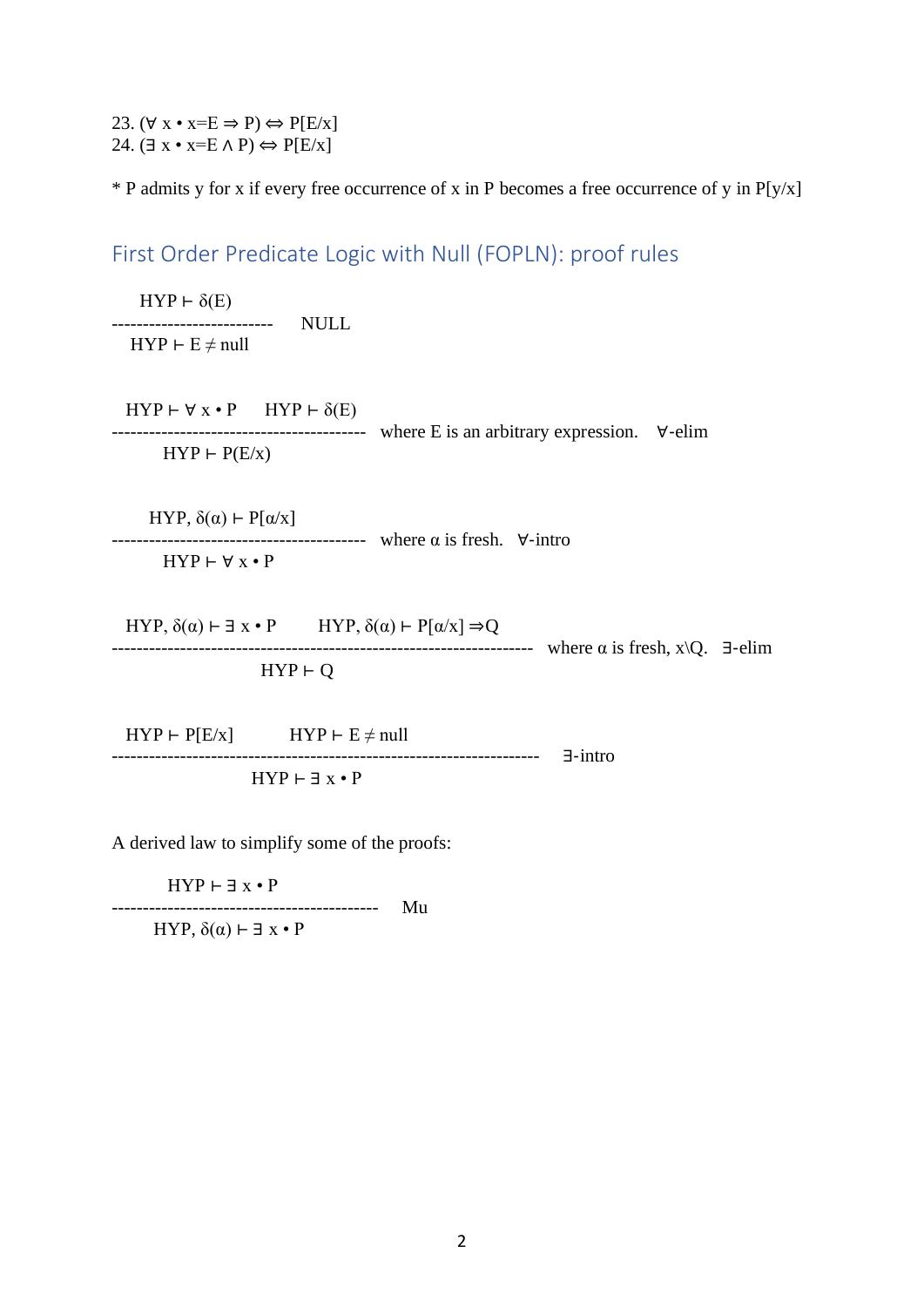23. $(\forall x \bullet x=E \Rightarrow P) \Leftrightarrow P[E/x]$
24. $(\exists x \bullet x=E \wedge P) \Leftrightarrow P[E/x]$

* P admits y for x if every free occurrence of x in P becomes a free occurrence of y in P[y/x]

## First Order Predicate Logic with Null (FOPLN): proof rules

$$\frac{HYP \vdash \delta(E)}{HYP \vdash E \neq null} \quad \text{NULL}$$

$$\frac{HYP \vdash \forall x \bullet P \qquad HYP \vdash \delta(E)}{HYP \vdash P(E/x)} \quad \text{where E is an arbitrary expression.} \quad \forall\text{-elim}$$

$$\frac{HYP, \delta(\alpha) \vdash P[\alpha/x]}{HYP \vdash \forall x \bullet P} \quad \text{where } \alpha \text{ is fresh.} \quad \forall\text{-intro}$$

$$\frac{HYP, \delta(\alpha) \vdash \exists x \bullet P \qquad HYP, \delta(\alpha) \vdash P[\alpha/x] \Rightarrow Q}{HYP \vdash Q} \quad \text{where } \alpha \text{ is fresh, } x \backslash Q. \quad \exists\text{-elim}$$

$$\frac{HYP \vdash P[E/x] \qquad HYP \vdash E \neq null}{HYP \vdash \exists x \bullet P} \quad \exists\text{-intro}$$

A derived law to simplify some of the proofs:

$$\frac{HYP \vdash \exists x \bullet P}{HYP, \delta(\alpha) \vdash \exists x \bullet P} \quad \text{Mu}$$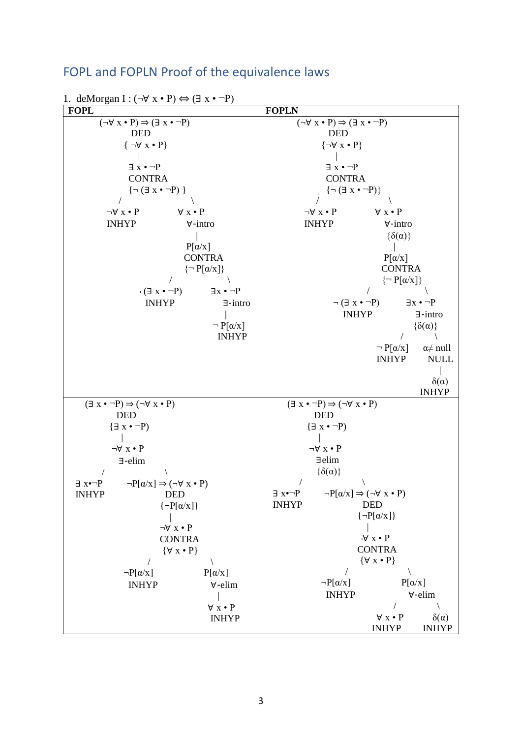## FOPL and FOPLN Proof of the equivalence laws

1. deMorgan I : (¬∀ x • P) ⇔ (∃ x • ¬P)

<table>
<tr><th>FOPL</th><th>FOPLN</th></tr>
<tr>
<td>
<pre>
(¬∀ x • P) ⇒ (∃ x • ¬P)
DED
{ ¬∀ x • P}
|
∃ x • ¬P
CONTRA
{¬ (∃ x • ¬P) }
/                    \
¬∀ x • P          ∀ x • P
INHYP             ∀-intro
                     |
                  P[α/x]
                  CONTRA
                  {¬ P[α/x]}
                 /            \
        ¬ (∃ x • ¬P)      ∃x • ¬P
        INHYP             ∃-intro
                             |
                          ¬ P[α/x]
                          INHYP
</pre>
</td>
<td>
<pre>
(¬∀ x • P) ⇒ (∃ x • ¬P)
DED
{¬∀ x • P}
|
∃ x • ¬P
CONTRA
{¬ (∃ x • ¬P)}
/                    \
¬∀ x • P          ∀ x • P
INHYP             ∀-intro
                  {δ(α)}
                     |
                  P[α/x]
                  CONTRA
                  {¬ P[α/x]}
                 /            \
        ¬ (∃ x • ¬P)      ∃x • ¬P
        INHYP             ∃-intro
                          {δ(α)}
                         /       \
                  ¬ P[α/x]    α≠ null
                  INHYP       NULL
                                 |
                               δ(α)
                               INHYP
</pre>
</td>
</tr>
<tr>
<td>
<pre>
(∃ x • ¬P) ⇒ (¬∀ x • P)
DED
{∃ x • ¬P)
|
¬∀ x • P
∃-elim
/              \
∃ x•¬P     ¬P[α/x] ⇒ (¬∀ x • P)
INHYP      DED
           {¬P[α/x]}
           |
           ¬∀ x • P
           CONTRA
           {∀ x • P}
          /          \
    ¬P[α/x]        P[α/x]
    INHYP          ∀-elim
                     |
                   ∀ x • P
                   INHYP
</pre>
</td>
<td>
<pre>
(∃ x • ¬P) ⇒ (¬∀ x • P)
DED
{∃ x • ¬P)
|
¬∀ x • P
∃elim
{δ(α)}
/              \
∃ x•¬P     ¬P[α/x] ⇒ (¬∀ x • P)
INHYP      DED
           {¬P[α/x]}
           |
           ¬∀ x • P
           CONTRA
           {∀ x • P}
          /          \
    ¬P[α/x]        P[α/x]
    INHYP          ∀-elim
                  /       \
             ∀ x • P     δ(α)
             INHYP       INHYP
</pre>
</td>
</tr>
</table>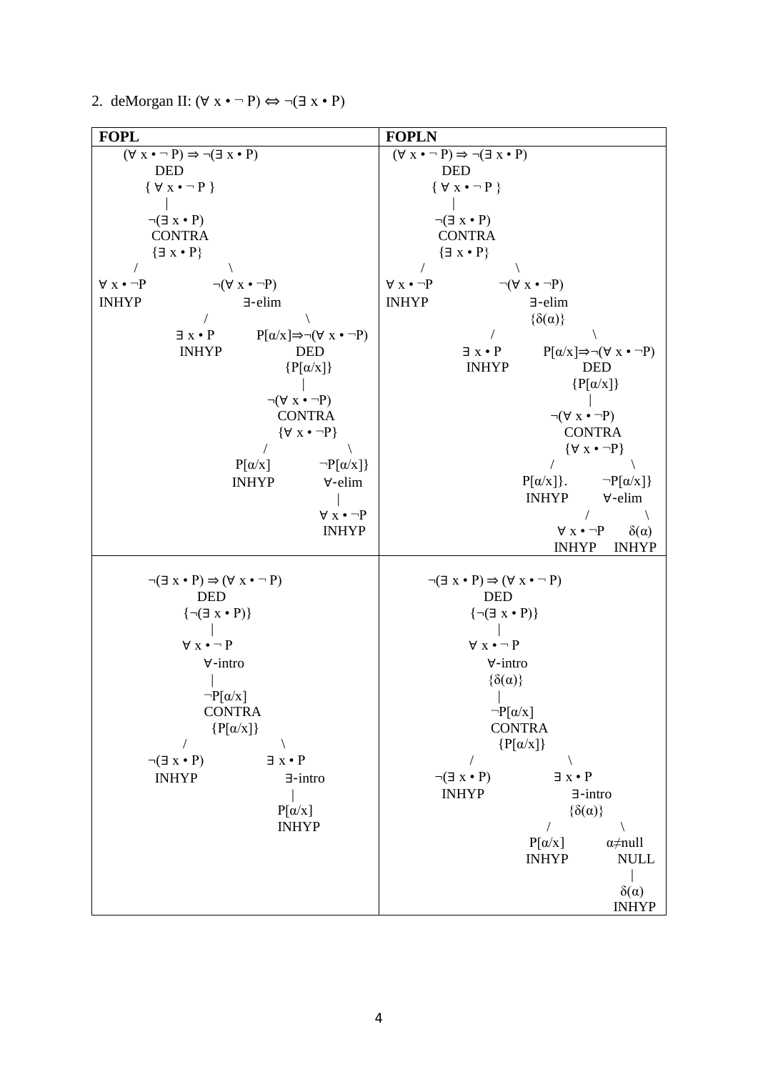2. deMorgan II: (∀ x • ¬ P) ⇔ ¬(∃ x • P)

| FOPL | FOPLN |
|---|---|
| <pre>(∀ x • ¬ P) ⇒ ¬(∃ x • P)<br>DED<br>{ ∀ x • ¬ P }<br>\|<br>¬(∃ x • P)<br>CONTRA<br>{∃ x • P}<br>/ \<br>∀ x • ¬P ¬(∀ x • ¬P)<br>INHYP ∃-elim<br>/ \<br>∃ x • P P[α/x]⇒¬(∀ x • ¬P)<br>INHYP DED<br>{P[α/x]}<br>\|<br>¬(∀ x • ¬P)<br>CONTRA<br>{∀ x • ¬P}<br>/ \<br>P[α/x] ¬P[α/x]}<br>INHYP ∀-elim<br>\|<br>∀ x • ¬P<br>INHYP</pre> | <pre>(∀ x • ¬ P) ⇒ ¬(∃ x • P)<br>DED<br>{ ∀ x • ¬ P }<br>\|<br>¬(∃ x • P)<br>CONTRA<br>{∃ x • P}<br>/ \<br>∀ x • ¬P ¬(∀ x • ¬P)<br>INHYP ∃-elim<br>{δ(α)}<br>/ \<br>∃ x • P P[α/x]⇒¬(∀ x • ¬P)<br>INHYP DED<br>{P[α/x]}<br>\|<br>¬(∀ x • ¬P)<br>CONTRA<br>{∀ x • ¬P}<br>/ \<br>P[α/x]}. ¬P[α/x]}<br>INHYP ∀-elim<br>/ \<br>∀ x • ¬P δ(α)<br>INHYP INHYP</pre> |
| <pre>¬(∃ x • P) ⇒ (∀ x • ¬ P)<br>DED<br>{¬(∃ x • P)}<br>\|<br>∀ x • ¬ P<br>∀-intro<br>\|<br>¬P[α/x]<br>CONTRA<br>{P[α/x]}<br>/ \<br>¬(∃ x • P) ∃ x • P<br>INHYP ∃-intro<br>\|<br>P[α/x]<br>INHYP</pre> | <pre>¬(∃ x • P) ⇒ (∀ x • ¬ P)<br>DED<br>{¬(∃ x • P)}<br>\|<br>∀ x • ¬ P<br>∀-intro<br>{δ(α)}<br>\|<br>¬P[α/x]<br>CONTRA<br>{P[α/x]}<br>/ \<br>¬(∃ x • P) ∃ x • P<br>INHYP ∃-intro<br>{δ(α)}<br>/ \<br>P[α/x] α≠null<br>INHYP NULL<br>\|<br>δ(α)<br>INHYP</pre> |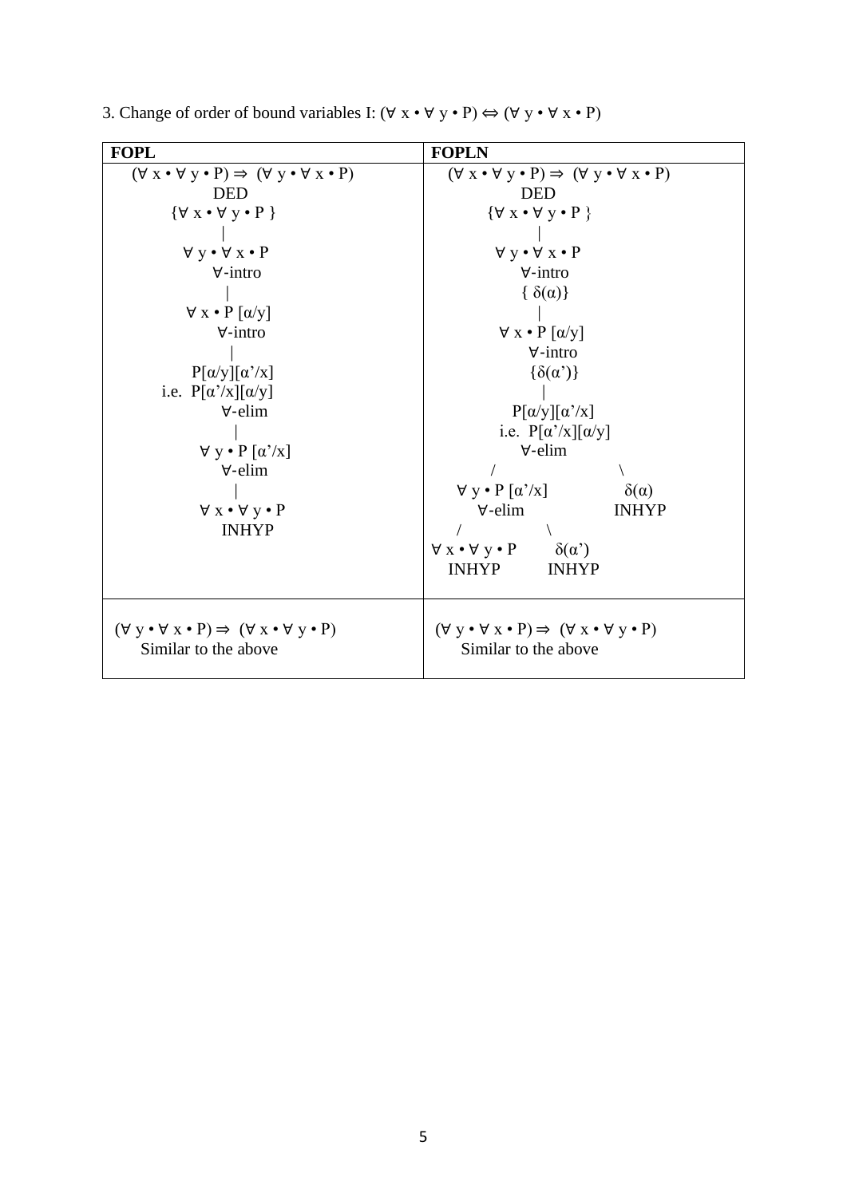3. Change of order of bound variables I: $(\forall x \bullet \forall y \bullet P) \Leftrightarrow (\forall y \bullet \forall x \bullet P)$

<table>
<tr><th>FOPL</th><th>FOPLN</th></tr>
<tr>
<td>

```
(∀ x • ∀ y • P) ⇒ (∀ y • ∀ x • P)
              DED
       {∀ x • ∀ y • P }
              |
        ∀ y • ∀ x • P
            ∀-intro
              |
        ∀ x • P [α/y]
            ∀-intro
              |
        P[α/y][α'/x]
   i.e. P[α'/x][α/y]
            ∀-elim
              |
        ∀ y • P [α'/x]
            ∀-elim
              |
        ∀ x • ∀ y • P
            INHYP
```

</td>
<td>

```
(∀ x • ∀ y • P) ⇒ (∀ y • ∀ x • P)
              DED
       {∀ x • ∀ y • P }
              |
        ∀ y • ∀ x • P
            ∀-intro
            { δ(α)}
              |
        ∀ x • P [α/y]
            ∀-intro
            {δ(α')}
              |
        P[α/y][α'/x]
   i.e. P[α'/x][α/y]
            ∀-elim
          /          \
  ∀ y • P [α'/x]      δ(α)
     ∀-elim           INHYP
     /        \
∀ x • ∀ y • P   δ(α')
   INHYP        INHYP
```

</td>
</tr>
<tr>
<td>

$(\forall y \bullet \forall x \bullet P) \Rightarrow (\forall x \bullet \forall y \bullet P)$

Similar to the above

</td>
<td>

$(\forall y \bullet \forall x \bullet P) \Rightarrow (\forall x \bullet \forall y \bullet P)$

Similar to the above

</td>
</tr>
</table>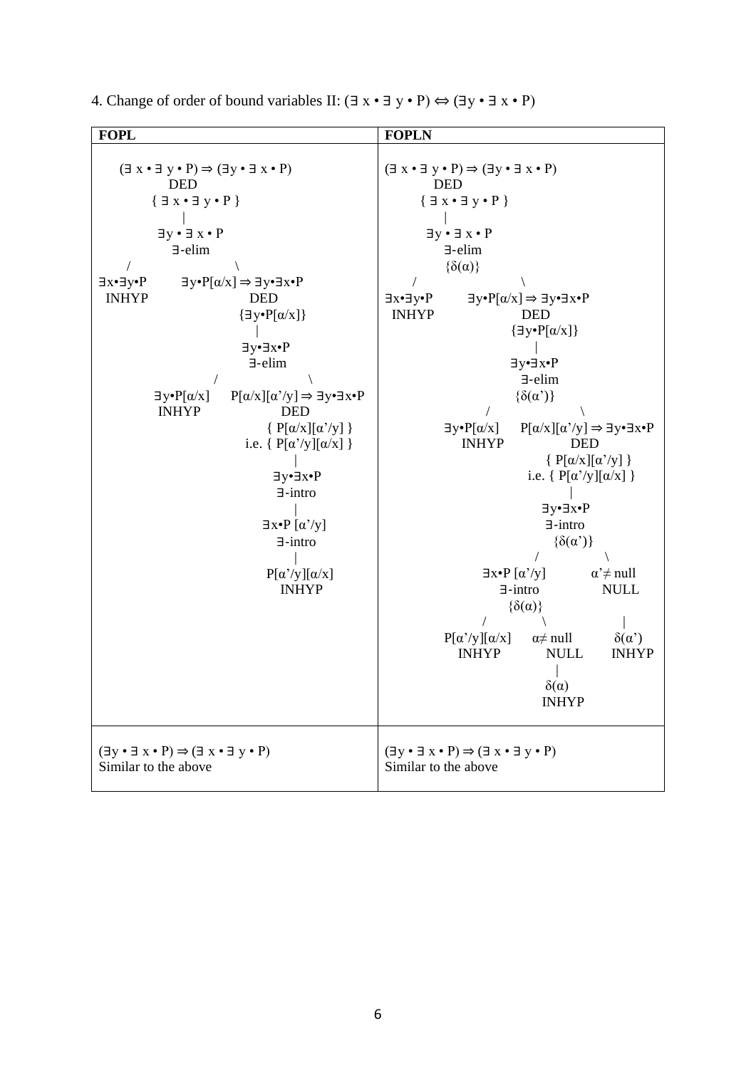4. Change of order of bound variables II: (∃ x • ∃ y • P) ⇔ (∃y • ∃ x • P)

<table>
<tr><th>FOPL</th><th>FOPLN</th></tr>
<tr><td>
<pre>
     (∃ x • ∃ y • P) ⇒ (∃y • ∃ x • P)
              DED
         { ∃ x • ∃ y • P }
                 |
          ∃y • ∃ x • P
             ∃-elim
      /                       \
∃x•∃y•P       ∃y•P[α/x] ⇒ ∃y•∃x•P
  INHYP                  DED
                      {∃y•P[α/x]}
                           |
                       ∃y•∃x•P
                        ∃-elim
                  /                  \
        ∃y•P[α/x]     P[α/x][α'/y] ⇒ ∃y•∃x•P
         INHYP                   DED
                           { P[α/x][α'/y] }
                        i.e. { P[α'/y][α/x] }
                                  |
                              ∃y•∃x•P
                               ∃-intro
                                  |
                             ∃x•P [α'/y]
                               ∃-intro
                                  |
                             P[α'/y][α/x]
                               INHYP
</pre>
</td><td>
<pre>
(∃ x • ∃ y • P) ⇒ (∃y • ∃ x • P)
         DED
     { ∃ x • ∃ y • P }
             |
      ∃y • ∃ x • P
          ∃-elim
          {δ(α)}
    /                       \
∃x•∃y•P       ∃y•P[α/x] ⇒ ∃y•∃x•P
  INHYP                  DED
                      {∃y•P[α/x]}
                           |
                       ∃y•∃x•P
                        ∃-elim
                        {δ(α')}
                  /                  \
        ∃y•P[α/x]     P[α/x][α'/y] ⇒ ∃y•∃x•P
          INHYP                  DED
                           { P[α/x][α'/y] }
                        i.e. { P[α'/y][α/x] }
                                  |
                              ∃y•∃x•P
                               ∃-intro
                               {δ(α')}
                             /          \
                   ∃x•P [α'/y]          α'≠ null
                     ∃-intro              NULL
                     {δ(α)}                 |
                   /          \            δ(α')
          P[α'/y][α/x]     α≠ null        INHYP
             INHYP          NULL
                              |
                             δ(α)
                            INHYP
</pre>
</td></tr>
<tr><td>(∃y • ∃ x • P) ⇒ (∃ x • ∃ y • P)<br>Similar to the above</td><td>(∃y • ∃ x • P) ⇒ (∃ x • ∃ y • P)<br>Similar to the above</td></tr>
</table>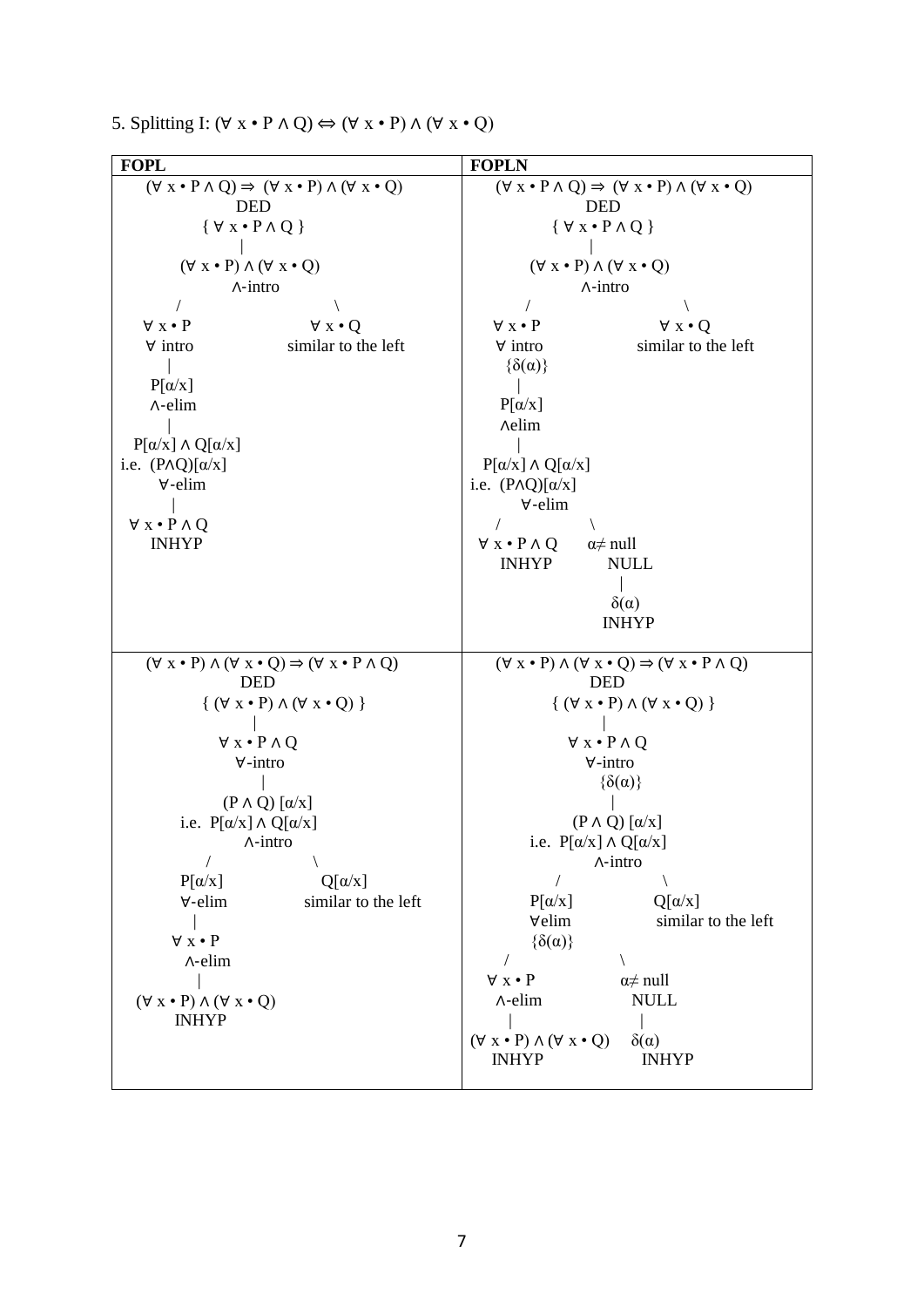5. Splitting I: (∀ x • P ∧ Q) ⇔ (∀ x • P) ∧ (∀ x • Q)

<table>
<tr><th>FOPL</th><th>FOPLN</th></tr>
<tr>
<td>
<pre>
     (∀ x • P ∧ Q) ⇒  (∀ x • P) ∧ (∀ x • Q)
                  DED
           { ∀ x • P ∧ Q }
                   |
        (∀ x • P) ∧ (∀ x • Q)
               ∧-intro
          /                   \
   ∀ x • P                ∀ x • Q
   ∀ intro             similar to the left
      |
   P[α/x]
   ∧-elim
      |
  P[α/x] ∧ Q[α/x]
i.e.  (P∧Q)[α/x]
      ∀-elim
        |
  ∀ x • P ∧ Q
     INHYP
</pre>
</td>
<td>
<pre>
     (∀ x • P ∧ Q) ⇒  (∀ x • P) ∧ (∀ x • Q)
                  DED
           { ∀ x • P ∧ Q }
                   |
        (∀ x • P) ∧ (∀ x • Q)
               ∧-intro
          /                   \
   ∀ x • P                ∀ x • Q
   ∀ intro             similar to the left
    {δ(α)}
      |
   P[α/x]
   ∧elim
      |
  P[α/x] ∧ Q[α/x]
i.e.  (P∧Q)[α/x]
      ∀-elim
     /          \
 ∀ x • P ∧ Q    α≠ null
    INHYP        NULL
                   |
                 δ(α)
                 INHYP
</pre>
</td>
</tr>
<tr>
<td>
<pre>
    (∀ x • P) ∧ (∀ x • Q) ⇒ (∀ x • P ∧ Q)
                  DED
        { (∀ x • P) ∧ (∀ x • Q) }
                   |
             ∀ x • P ∧ Q
               ∀-intro
                  |
            (P ∧ Q) [α/x]
       i.e.  P[α/x] ∧ Q[α/x]
                ∧-intro
           /              \
       P[α/x]           Q[α/x]
       ∀-elim        similar to the left
          |
      ∀ x • P
       ∧-elim
          |
  (∀ x • P) ∧ (∀ x • Q)
        INHYP
</pre>
</td>
<td>
<pre>
    (∀ x • P) ∧ (∀ x • Q) ⇒ (∀ x • P ∧ Q)
                  DED
        { (∀ x • P) ∧ (∀ x • Q) }
                   |
             ∀ x • P ∧ Q
               ∀-intro
                {δ(α)}
                  |
            (P ∧ Q) [α/x]
       i.e.  P[α/x] ∧ Q[α/x]
                ∧-intro
           /              \
       P[α/x]           Q[α/x]
       ∀elim          similar to the left
       {δ(α)}
     /           \
  ∀ x • P      α≠ null
   ∧-elim        NULL
     |             |
(∀ x • P) ∧ (∀ x • Q)   δ(α)
    INHYP        INHYP
</pre>
</td>
</tr>
</table>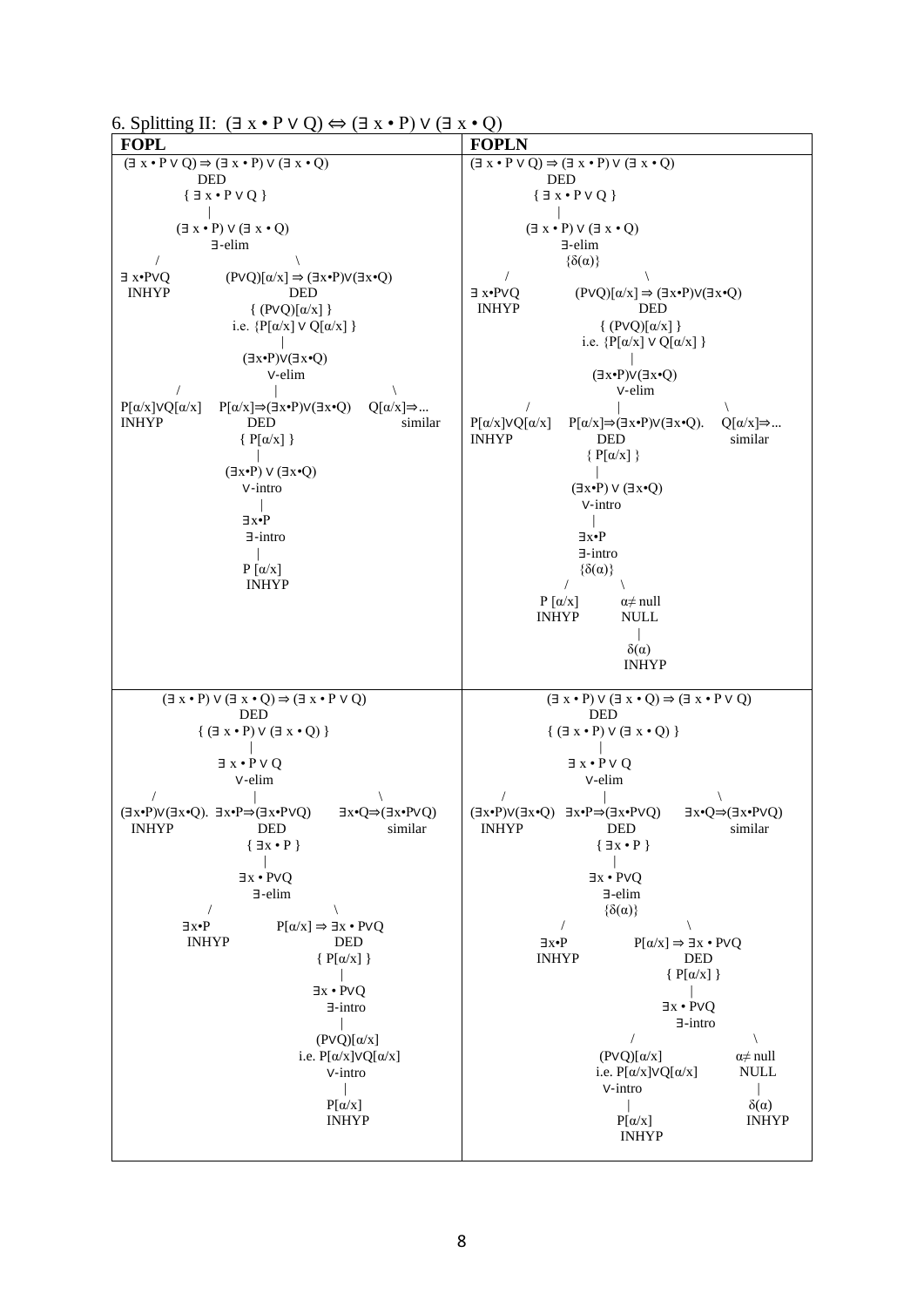6. Splitting II: $(\exists\, x \bullet P \vee Q) \Leftrightarrow (\exists\, x \bullet P) \vee (\exists\, x \bullet Q)$

| FOPL | FOPLN |
|---|---|
| $(\exists\, x \bullet P \vee Q) \Rightarrow (\exists\, x \bullet P) \vee (\exists\, x \bullet Q)$<br>DED<br>$\{ \exists\, x \bullet P \vee Q \}$<br>\|<br>$(\exists\, x \bullet P) \vee (\exists\, x \bullet Q)$<br>∃-elim<br>/ \\ <br>$\exists\, x \bullet P \vee Q$ INHYP<br>$(P \vee Q)[\alpha/x] \Rightarrow (\exists x \bullet P) \vee (\exists x \bullet Q)$ DED<br>$\{ (P \vee Q)[\alpha/x] \}$<br>i.e. $\{P[\alpha/x] \vee Q[\alpha/x] \}$<br>\|<br>$(\exists x \bullet P) \vee (\exists x \bullet Q)$<br>∨-elim<br>/ \| \\ <br>$P[\alpha/x] \vee Q[\alpha/x]$ INHYP<br>$P[\alpha/x] \Rightarrow (\exists x \bullet P) \vee (\exists x \bullet Q)$ DED<br>$Q[\alpha/x] \Rightarrow$... similar<br>$\{ P[\alpha/x] \}$<br>\|<br>$(\exists x \bullet P) \vee (\exists x \bullet Q)$<br>∨-intro<br>\|<br>$\exists x \bullet P$<br>∃-intro<br>\|<br>$P\, [\alpha/x]$<br>INHYP | $(\exists\, x \bullet P \vee Q) \Rightarrow (\exists\, x \bullet P) \vee (\exists\, x \bullet Q)$<br>DED<br>$\{ \exists\, x \bullet P \vee Q \}$<br>\|<br>$(\exists\, x \bullet P) \vee (\exists\, x \bullet Q)$<br>∃-elim<br>$\{\delta(\alpha)\}$<br>/ \\ <br>$\exists\, x \bullet P \vee Q$ INHYP<br>$(P \vee Q)[\alpha/x] \Rightarrow (\exists x \bullet P) \vee (\exists x \bullet Q)$ DED<br>$\{ (P \vee Q)[\alpha/x] \}$<br>i.e. $\{P[\alpha/x] \vee Q[\alpha/x] \}$<br>\|<br>$(\exists x \bullet P) \vee (\exists x \bullet Q)$<br>∨-elim<br>/ \| \\ <br>$P[\alpha/x] \vee Q[\alpha/x]$ INHYP<br>$P[\alpha/x] \Rightarrow (\exists x \bullet P) \vee (\exists x \bullet Q)$. DED<br>$Q[\alpha/x] \Rightarrow$... similar<br>$\{ P[\alpha/x] \}$<br>\|<br>$(\exists x \bullet P) \vee (\exists x \bullet Q)$<br>∨-intro<br>\|<br>$\exists x \bullet P$<br>∃-intro<br>$\{\delta(\alpha)\}$<br>/ \\ <br>$P\, [\alpha/x]$ INHYP<br>$\alpha \neq$ null NULL<br>\|<br>$\delta(\alpha)$<br>INHYP |
| $(\exists\, x \bullet P) \vee (\exists\, x \bullet Q) \Rightarrow (\exists\, x \bullet P \vee Q)$<br>DED<br>$\{ (\exists\, x \bullet P) \vee (\exists\, x \bullet Q) \}$<br>\|<br>$\exists\, x \bullet P \vee Q$<br>∨-elim<br>/ \| \\ <br>$(\exists x \bullet P) \vee (\exists x \bullet Q)$. INHYP<br>$\exists x \bullet P \Rightarrow (\exists x \bullet P \vee Q)$ DED<br>$\exists x \bullet Q \Rightarrow (\exists x \bullet P \vee Q)$ similar<br>$\{ \exists x \bullet P \}$<br>\|<br>$\exists x \bullet P \vee Q$<br>∃-elim<br>/ \\ <br>$\exists x \bullet P$ INHYP<br>$P[\alpha/x] \Rightarrow \exists x \bullet P \vee Q$ DED<br>$\{ P[\alpha/x] \}$<br>\|<br>$\exists x \bullet P \vee Q$<br>∃-intro<br>\|<br>$(P \vee Q)[\alpha/x]$<br>i.e. $P[\alpha/x] \vee Q[\alpha/x]$<br>∨-intro<br>\|<br>$P[\alpha/x]$<br>INHYP | $(\exists\, x \bullet P) \vee (\exists\, x \bullet Q) \Rightarrow (\exists\, x \bullet P \vee Q)$<br>DED<br>$\{ (\exists\, x \bullet P) \vee (\exists\, x \bullet Q) \}$<br>\|<br>$\exists\, x \bullet P \vee Q$<br>∨-elim<br>/ \| \\ <br>$(\exists x \bullet P) \vee (\exists x \bullet Q)$ INHYP<br>$\exists x \bullet P \Rightarrow (\exists x \bullet P \vee Q)$ DED<br>$\exists x \bullet Q \Rightarrow (\exists x \bullet P \vee Q)$ similar<br>$\{ \exists x \bullet P \}$<br>\|<br>$\exists x \bullet P \vee Q$<br>∃-elim<br>$\{\delta(\alpha)\}$<br>/ \\ <br>$\exists x \bullet P$ INHYP<br>$P[\alpha/x] \Rightarrow \exists x \bullet P \vee Q$ DED<br>$\{ P[\alpha/x] \}$<br>\|<br>$\exists x \bullet P \vee Q$<br>∃-intro<br>/ \\ <br>$(P \vee Q)[\alpha/x]$<br>i.e. $P[\alpha/x] \vee Q[\alpha/x]$<br>∨-intro<br>\|<br>$P[\alpha/x]$<br>INHYP<br>$\alpha \neq$ null NULL<br>\|<br>$\delta(\alpha)$<br>INHYP |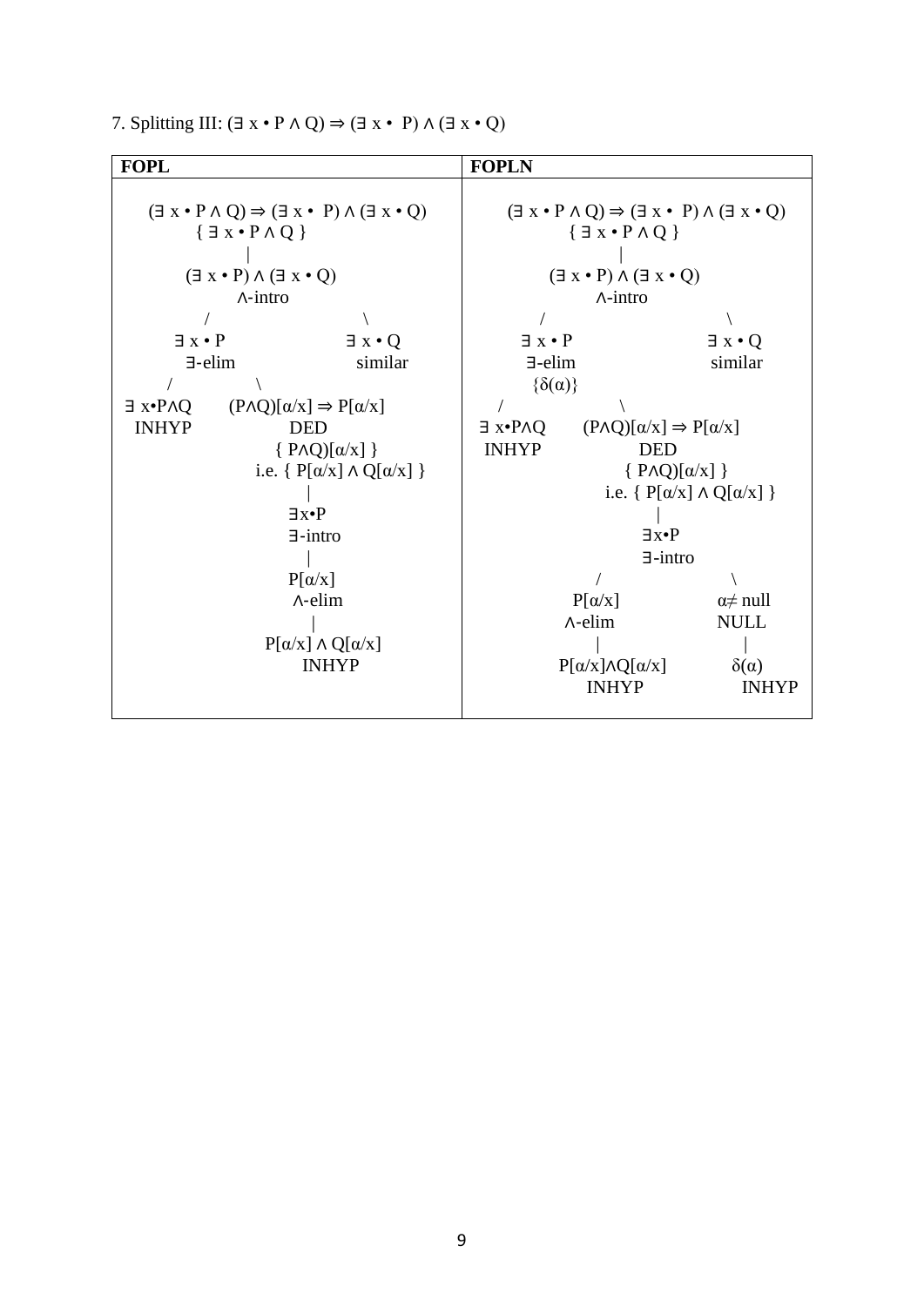7. Splitting III: (∃ x • P ∧ Q) ⇒ (∃ x • P) ∧ (∃ x • Q)

| FOPL | FOPLN |
|---|---|
| (∃ x • P ∧ Q) ⇒ (∃ x • P) ∧ (∃ x • Q) | (∃ x • P ∧ Q) ⇒ (∃ x • P) ∧ (∃ x • Q) |

**FOPL**

```
      (∃ x • P ∧ Q) ⇒ (∃ x • P) ∧ (∃ x • Q)
              { ∃ x • P ∧ Q }
                     |
         (∃ x • P) ∧ (∃ x • Q)
                 ∧-intro
            /                     \
      ∃ x • P                  ∃ x • Q
       ∃-elim                   similar
      /          \
∃ x•P∧Q      (P∧Q)[α/x] ⇒ P[α/x]
 INHYP               DED
                 { P∧Q)[α/x] }
            i.e. { P[α/x] ∧ Q[α/x] }
                      |
                    ∃x•P
                   ∃-intro
                      |
                   P[α/x]
                   ∧-elim
                      |
               P[α/x] ∧ Q[α/x]
                    INHYP
```

**FOPLN**

```
      (∃ x • P ∧ Q) ⇒ (∃ x • P) ∧ (∃ x • Q)
              { ∃ x • P ∧ Q }
                     |
         (∃ x • P) ∧ (∃ x • Q)
                 ∧-intro
          /                       \
      ∃ x • P                  ∃ x • Q
       ∃-elim                   similar
       {δ(α)}
     /            \
∃ x•P∧Q      (P∧Q)[α/x] ⇒ P[α/x]
 INHYP               DED
                 { P∧Q)[α/x] }
            i.e. { P[α/x] ∧ Q[α/x] }
                      |
                    ∃x•P
                   ∃-intro
                /            \
           P[α/x]          α≠ null
           ∧-elim           NULL
              |               |
       P[α/x]∧Q[α/x]        δ(α)
           INHYP            INHYP
```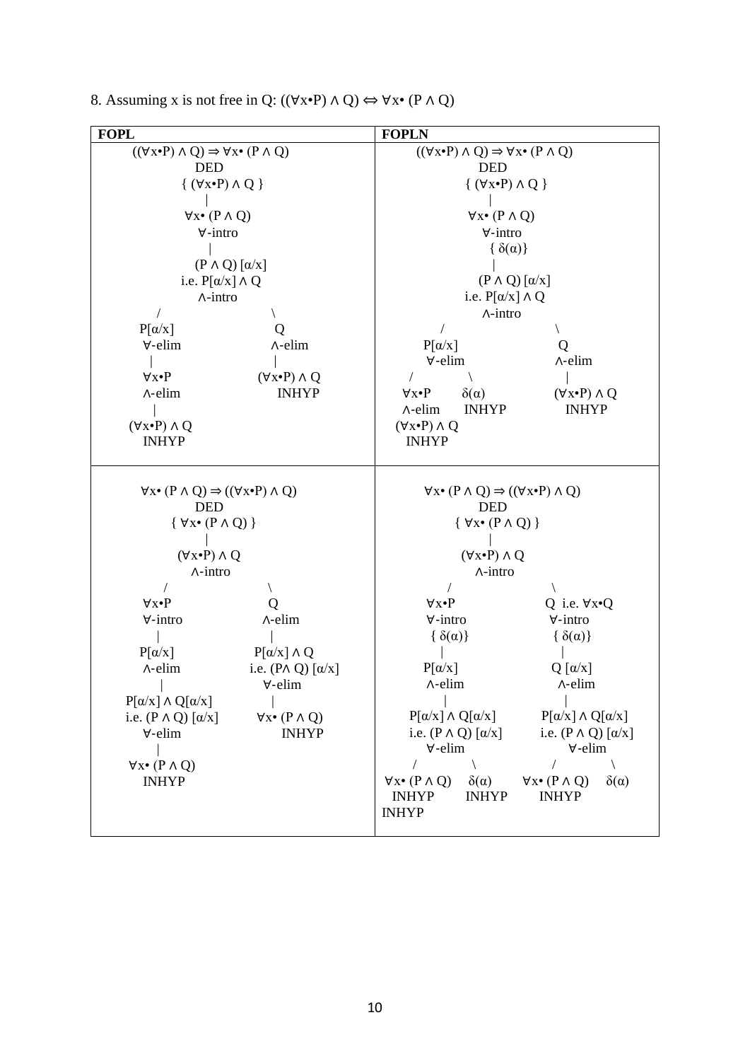8. Assuming x is not free in Q: $((\forall x \bullet P) \land Q) \Leftrightarrow \forall x \bullet (P \land Q)$

| FOPL | FOPLN |
|---|---|
| ((∀x•P) ∧ Q) ⇒ ∀x• (P ∧ Q)<br>DED<br>{ (∀x•P) ∧ Q }<br>\|<br>∀x• (P ∧ Q)<br>∀-intro<br>\|<br>(P ∧ Q) [α/x]<br>i.e. P[α/x] ∧ Q<br>∧-intro<br>/ \\ <br>P[α/x] &nbsp;&nbsp;&nbsp; Q<br>∀-elim &nbsp;&nbsp;&nbsp; ∧-elim<br>\| &nbsp;&nbsp;&nbsp; \|<br>∀x•P &nbsp;&nbsp;&nbsp; (∀x•P) ∧ Q<br>∧-elim &nbsp;&nbsp;&nbsp; INHYP<br>\|<br>(∀x•P) ∧ Q<br>INHYP | ((∀x•P) ∧ Q) ⇒ ∀x• (P ∧ Q)<br>DED<br>{ (∀x•P) ∧ Q }<br>\|<br>∀x• (P ∧ Q)<br>∀-intro<br>{ δ(α)}<br>\|<br>(P ∧ Q) [α/x]<br>i.e. P[α/x] ∧ Q<br>∧-intro<br>/ \\ <br>P[α/x] &nbsp;&nbsp;&nbsp; Q<br>∀-elim &nbsp;&nbsp;&nbsp; ∧-elim<br>/ \\ &nbsp;&nbsp;&nbsp; \|<br>∀x•P &nbsp; δ(α) &nbsp;&nbsp;&nbsp; (∀x•P) ∧ Q<br>∧-elim &nbsp; INHYP &nbsp;&nbsp;&nbsp; INHYP<br>(∀x•P) ∧ Q<br>INHYP |
| ∀x• (P ∧ Q) ⇒ ((∀x•P) ∧ Q)<br>DED<br>{ ∀x• (P ∧ Q) }<br>\|<br>(∀x•P) ∧ Q<br>∧-intro<br>/ \\ <br>∀x•P &nbsp;&nbsp;&nbsp; Q<br>∀-intro &nbsp;&nbsp;&nbsp; ∧-elim<br>\| &nbsp;&nbsp;&nbsp; \|<br>P[α/x] &nbsp;&nbsp;&nbsp; P[α/x] ∧ Q<br>∧-elim &nbsp;&nbsp;&nbsp; i.e. (P∧ Q) [α/x]<br>\| &nbsp;&nbsp;&nbsp; ∀-elim<br>P[α/x] ∧ Q[α/x] &nbsp;&nbsp;&nbsp; \|<br>i.e. (P ∧ Q) [α/x] &nbsp;&nbsp;&nbsp; ∀x• (P ∧ Q)<br>∀-elim &nbsp;&nbsp;&nbsp; INHYP<br>\|<br>∀x• (P ∧ Q)<br>INHYP | ∀x• (P ∧ Q) ⇒ ((∀x•P) ∧ Q)<br>DED<br>{ ∀x• (P ∧ Q) }<br>\|<br>(∀x•P) ∧ Q<br>∧-intro<br>/ \\ <br>∀x•P &nbsp;&nbsp;&nbsp; Q i.e. ∀x•Q<br>∀-intro &nbsp;&nbsp;&nbsp; ∀-intro<br>{ δ(α)} &nbsp;&nbsp;&nbsp; { δ(α)}<br>\| &nbsp;&nbsp;&nbsp; \|<br>P[α/x] &nbsp;&nbsp;&nbsp; Q [α/x]<br>∧-elim &nbsp;&nbsp;&nbsp; ∧-elim<br>\| &nbsp;&nbsp;&nbsp; \|<br>P[α/x] ∧ Q[α/x] &nbsp;&nbsp;&nbsp; P[α/x] ∧ Q[α/x]<br>i.e. (P ∧ Q) [α/x] &nbsp;&nbsp;&nbsp; i.e. (P ∧ Q) [α/x]<br>∀-elim &nbsp;&nbsp;&nbsp; ∀-elim<br>/ \\ &nbsp;&nbsp;&nbsp; / \\ <br>∀x• (P ∧ Q) &nbsp; δ(α) &nbsp;&nbsp;&nbsp; ∀x• (P ∧ Q) &nbsp; δ(α)<br>INHYP &nbsp; INHYP &nbsp;&nbsp;&nbsp; INHYP<br>INHYP |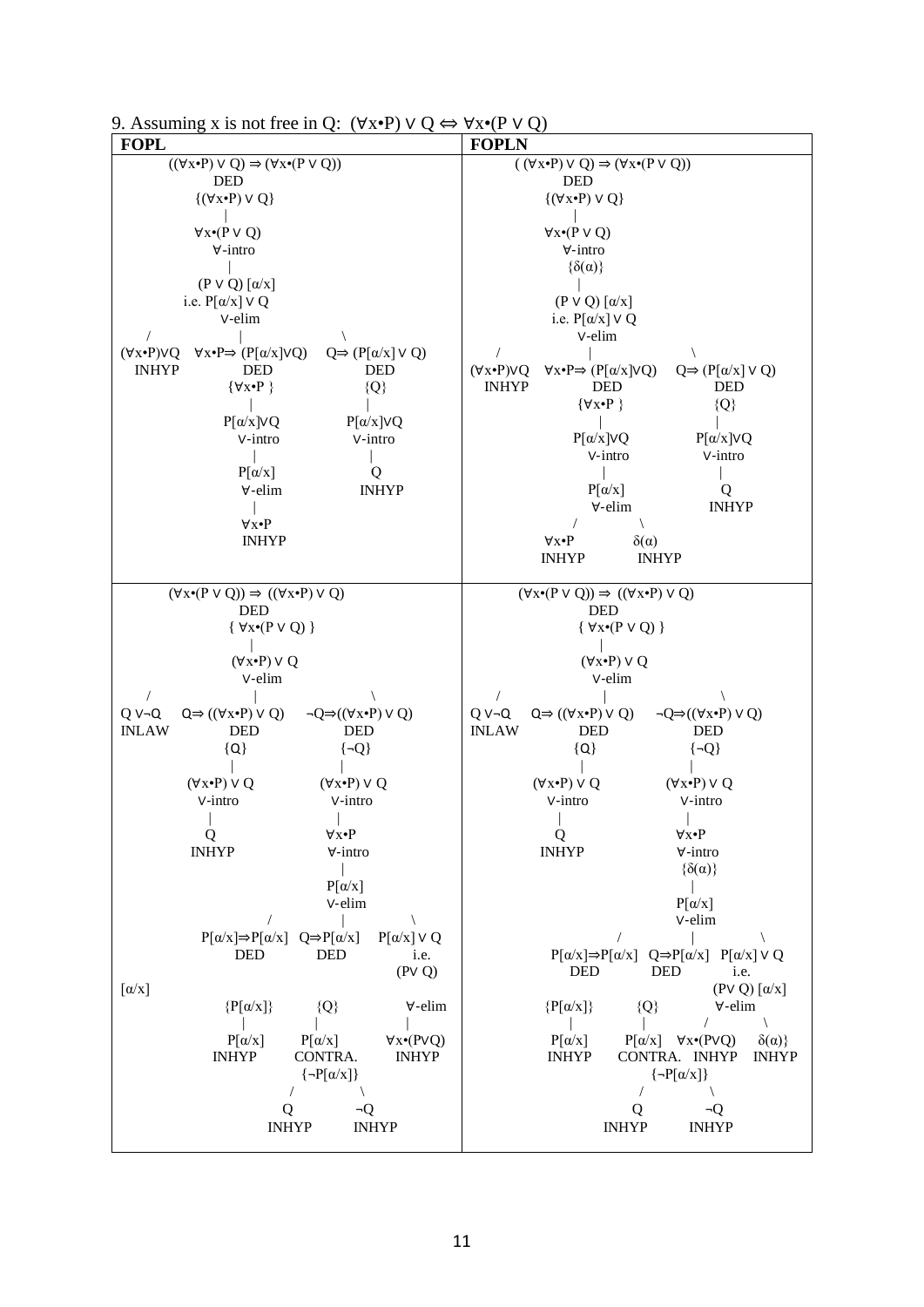9. Assuming x is not free in Q: (∀x•P) ∨ Q ⇔ ∀x•(P ∨ Q)

| FOPL | FOPLN |
|---|---|
| <pre>          ((∀x•P) ∨ Q) ⇒ (∀x•(P ∨ Q))<br>                    DED<br>             {(∀x•P) ∨ Q}<br>                     \|<br>              ∀x•(P ∨ Q)<br>                 ∀-intro<br>                     \|<br>              (P ∨ Q) [α/x]<br>            i.e. P[α/x] ∨ Q<br>                  ∨-elim<br>       /             \|              \<br>(∀x•P)∨Q   ∀x•P⇒ (P[α/x]∨Q)    Q⇒ (P[α/x] ∨ Q)<br>  INHYP           DED                DED<br>               {∀x•P }               {Q}<br>                  \|                   \|<br>              P[α/x]∨Q           P[α/x]∨Q<br>               ∨-intro            ∨-intro<br>                  \|                   \|<br>               P[α/x]                Q<br>               ∀-elim              INHYP<br>                  \|<br>                ∀x•P<br>                INHYP</pre> | <pre>          ( (∀x•P) ∨ Q) ⇒ (∀x•(P ∨ Q))<br>                    DED<br>             {(∀x•P) ∨ Q}<br>                     \|<br>              ∀x•(P ∨ Q)<br>                 ∀-intro<br>                  {δ(α)}<br>                     \|<br>              (P ∨ Q) [α/x]<br>            i.e. P[α/x] ∨ Q<br>                  ∨-elim<br>       /             \|              \<br>(∀x•P)∨Q   ∀x•P⇒ (P[α/x]∨Q)    Q⇒ (P[α/x] ∨ Q)<br>  INHYP           DED                DED<br>               {∀x•P }               {Q}<br>                  \|                   \|<br>              P[α/x]∨Q           P[α/x]∨Q<br>               ∨-intro            ∨-intro<br>                  \|                   \|<br>               P[α/x]                Q<br>               ∀-elim              INHYP<br>              /       \<br>          ∀x•P        δ(α)<br>          INHYP       INHYP</pre> |
| <pre>          (∀x•(P ∨ Q)) ⇒ ((∀x•P) ∨ Q)<br>                    DED<br>              { ∀x•(P ∨ Q) }<br>                     \|<br>                (∀x•P) ∨ Q<br>                  ∨-elim<br>     /               \|                  \<br>Q ∨¬Q   Q⇒ ((∀x•P) ∨ Q)    ¬Q⇒((∀x•P) ∨ Q)<br>INLAW         DED                  DED<br>               {Q}                  {¬Q}<br>                \|                     \|<br>         (∀x•P) ∨ Q           (∀x•P) ∨ Q<br>           ∨-intro              ∨-intro<br>              \|                     \|<br>              Q                   ∀x•P<br>           INHYP                ∀-intro<br>                                     \|<br>                                  P[α/x]<br>                                  ∨-elim<br>                     /              \|              \<br>           P[α/x]⇒P[α/x]   Q⇒P[α/x]    P[α/x] ∨ Q<br>               DED            DED            i.e.<br>                                            (P∨ Q)<br>[α/x]<br>            {P[α/x]}          {Q}          ∀-elim<br>                \|               \|                \|<br>             P[α/x]         P[α/x]        ∀x•(P∨Q)<br>             INHYP         CONTRA.         INHYP<br>                           {¬P[α/x]}<br>                            /       \<br>                           Q         ¬Q<br>                         INHYP     INHYP</pre> | <pre>          (∀x•(P ∨ Q)) ⇒ ((∀x•P) ∨ Q)<br>                    DED<br>              { ∀x•(P ∨ Q) }<br>                     \|<br>                (∀x•P) ∨ Q<br>                  ∨-elim<br>     /               \|                  \<br>Q ∨¬Q   Q⇒ ((∀x•P) ∨ Q)    ¬Q⇒((∀x•P) ∨ Q)<br>INLAW         DED                  DED<br>               {Q}                  {¬Q}<br>                \|                     \|<br>         (∀x•P) ∨ Q           (∀x•P) ∨ Q<br>           ∨-intro              ∨-intro<br>              \|                     \|<br>              Q                   ∀x•P<br>           INHYP                ∀-intro<br>                                  {δ(α)}<br>                                     \|<br>                                  P[α/x]<br>                                  ∨-elim<br>                     /              \|              \<br>           P[α/x]⇒P[α/x]   Q⇒P[α/x]    P[α/x] ∨ Q<br>               DED            DED            i.e.<br>                                         (P∨ Q) [α/x]<br>            {P[α/x]}          {Q}          ∀-elim<br>                \|               \|           /       \<br>             P[α/x]         P[α/x]   ∀x•(P∨Q)    δ(α)}<br>             INHYP         CONTRA.   INHYP      INHYP<br>                           {¬P[α/x]}<br>                            /       \<br>                           Q         ¬Q<br>                         INHYP     INHYP</pre> |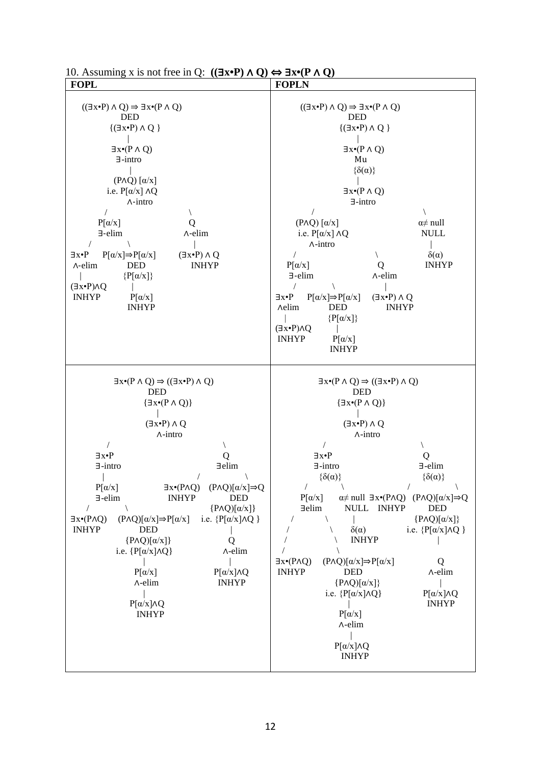10. Assuming x is not free in Q: **((∃x•P) ∧ Q) ⇔ ∃x•(P ∧ Q)**

### FOPL

```
            ((∃x•P) ∧ Q) ⇒ ∃x•(P ∧ Q)
                      DED
                {(∃x•P) ∧ Q }
                      |
                 ∃x•(P ∧ Q)
                   ∃-intro
                      |
                 (P∧Q) [α/x]
               i.e. P[α/x] ∧Q
                    ∧-intro
            /                        \
        P[α/x]                        Q
        ∃-elim                      ∧-elim
     /          \                     |
∃x•P     P[α/x]⇒P[α/x]          (∃x•P) ∧ Q
∧-elim         DED                 INHYP
  |         {P[α/x]}
(∃x•P)∧Q       |
INHYP        P[α/x]
             INHYP
```

### FOPLN

```
            ((∃x•P) ∧ Q) ⇒ ∃x•(P ∧ Q)
                      DED
                {(∃x•P) ∧ Q }
                      |
                 ∃x•(P ∧ Q)
                      Mu
                    {δ(α)}
                      |
                 ∃x•(P ∧ Q)
                   ∃-intro
            /                              \
     (P∧Q) [α/x]                         α≠ null
    i.e. P[α/x] ∧Q                         NULL
        ∧-intro                              |
     /               \                     δ(α)
  P[α/x]              Q                   INHYP
  ∃-elim            ∧-elim
   /      \            |
∃x•P   P[α/x]⇒P[α/x]  (∃x•P) ∧ Q
∧elim       DED          INHYP
  |       {P[α/x]}
(∃x•P)∧Q     |
INHYP      P[α/x]
           INHYP
```

### FOPL

```
                ∃x•(P ∧ Q) ⇒ ((∃x•P) ∧ Q)
                          DED
                     {∃x•(P ∧ Q)}
                          |
                      (∃x•P) ∧ Q
                        ∧-intro
          /                                  \
      ∃x•P                                    Q
      ∃-intro                               ∃elim
        |                              /              \
      P[α/x]               ∃x•(P∧Q)     (P∧Q)[α/x]⇒Q
      ∃-elim                INHYP            DED
     /          \                         {P∧Q)[α/x]}
∃x•(P∧Q)   (P∧Q)[α/x]⇒P[α/x]       i.e. {P[α/x]∧Q }
INHYP             DED                          |
            {P∧Q)[α/x]}                        Q
          i.e. {P[α/x]∧Q}                   ∧-elim
                  |                            |
                P[α/x]                     P[α/x]∧Q
                ∧-elim                       INHYP
                  |
               P[α/x]∧Q
                INHYP
```

### FOPLN

```
                ∃x•(P ∧ Q) ⇒ ((∃x•P) ∧ Q)
                          DED
                     {∃x•(P ∧ Q)}
                          |
                      (∃x•P) ∧ Q
                        ∧-intro
              /                               \
           ∃x•P                                Q
           ∃-intro                          ∃-elim
           {δ(α)}                           {δ(α)}
          /      \                         /        \
     P[α/x]     α≠ null  ∃x•(P∧Q)   (P∧Q)[α/x]⇒Q
     ∃elim       NULL     INHYP          DED
    /      \       |                 {P∧Q)[α/x]}
   /        \     δ(α)            i.e. {P[α/x]∧Q }
  /          \   INHYP                    |
 /            \
∃x•(P∧Q)   (P∧Q)[α/x]⇒P[α/x]              Q
INHYP             DED                   ∧-elim
            {P∧Q)[α/x]}                   |
          i.e. {P[α/x]∧Q}             P[α/x]∧Q
                  |                     INHYP
                P[α/x]
                ∧-elim
                  |
               P[α/x]∧Q
                INHYP
```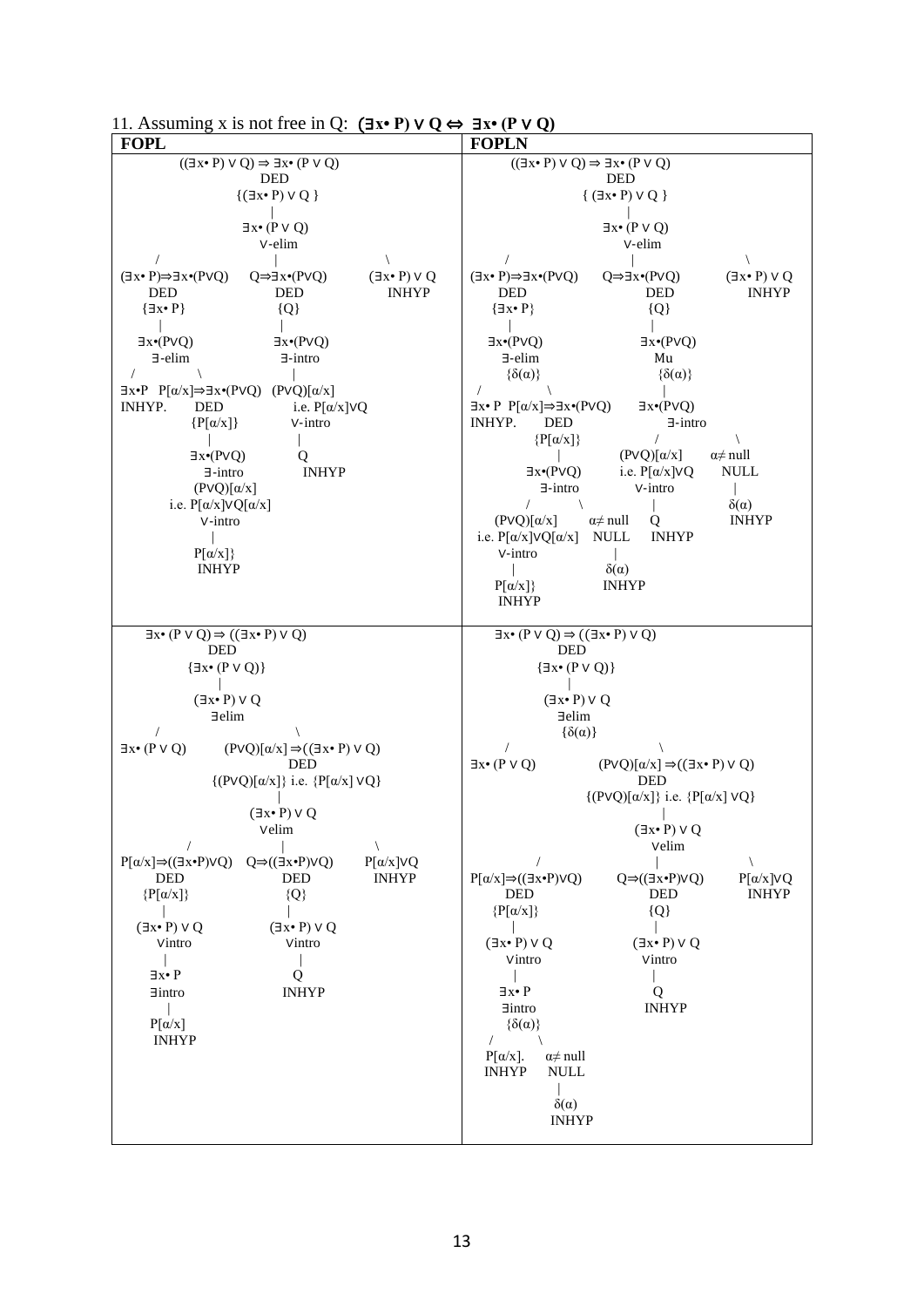11. Assuming x is not free in Q: **(∃x• P) ∨ Q ⇔ ∃x• (P ∨ Q)**

| FOPL | FOPLN |
| --- | --- |
| ((∃x• P) ∨ Q) ⇒ ∃x• (P ∨ Q)<br>DED<br>{(∃x• P) ∨ Q }<br>\|<br>∃x• (P ∨ Q)<br>∨-elim<br>/ \| \\<br>(∃x• P)⇒∃x•(P∨Q) &nbsp; Q⇒∃x•(P∨Q) &nbsp; (∃x• P) ∨ Q<br>DED &nbsp; DED &nbsp; INHYP<br>{∃x• P} &nbsp; {Q}<br>\| &nbsp; \|<br>∃x•(P∨Q) &nbsp; ∃x•(P∨Q)<br>∃-elim &nbsp; ∃-intro<br>/ \\ &nbsp; \|<br>∃x•P &nbsp; P[α/x]⇒∃x•(P∨Q) &nbsp; (P∨Q)[α/x]<br>INHYP. &nbsp; DED &nbsp; i.e. P[α/x]∨Q<br>{P[α/x]} &nbsp; ∨-intro<br>\| &nbsp; \|<br>∃x•(P∨Q) &nbsp; Q<br>∃-intro &nbsp; INHYP<br>(P∨Q)[α/x]<br>i.e. P[α/x]∨Q[α/x]<br>∨-intro<br>\|<br>P[α/x]}<br>INHYP | ((∃x• P) ∨ Q) ⇒ ∃x• (P ∨ Q)<br>DED<br>{ (∃x• P) ∨ Q }<br>\|<br>∃x• (P ∨ Q)<br>∨-elim<br>/ \| \\<br>(∃x• P)⇒∃x•(P∨Q) &nbsp; Q⇒∃x•(P∨Q) &nbsp; (∃x• P) ∨ Q<br>DED &nbsp; DED &nbsp; INHYP<br>{∃x• P} &nbsp; {Q}<br>\| &nbsp; \|<br>∃x•(P∨Q) &nbsp; ∃x•(P∨Q)<br>∃-elim &nbsp; Mu<br>{δ(α)} &nbsp; {δ(α)}<br>/ \\ &nbsp; \|<br>∃x• P &nbsp; P[α/x]⇒∃x•(P∨Q) &nbsp; ∃x•(P∨Q)<br>INHYP. &nbsp; DED &nbsp; ∃-intro<br>{P[α/x]} &nbsp; / \\<br>\| &nbsp; (P∨Q)[α/x] &nbsp; α≠ null<br>∃x•(P∨Q) &nbsp; i.e. P[α/x]∨Q &nbsp; NULL<br>∃-intro &nbsp; ∨-intro &nbsp; \|<br>/ \\ &nbsp; \| &nbsp; δ(α)<br>(P∨Q)[α/x] &nbsp; α≠ null &nbsp; Q &nbsp; INHYP<br>i.e. P[α/x]∨Q[α/x] &nbsp; NULL &nbsp; INHYP<br>∨-intro &nbsp; \|<br>\| &nbsp; δ(α)<br>P[α/x]} &nbsp; INHYP<br>INHYP |
| ∃x• (P ∨ Q) ⇒ ((∃x• P) ∨ Q)<br>DED<br>{∃x• (P ∨ Q)}<br>\|<br>(∃x• P) ∨ Q<br>∃elim<br>/ \\<br>∃x• (P ∨ Q) &nbsp; (P∨Q)[α/x] ⇒((∃x• P) ∨ Q)<br>DED<br>{(P∨Q)[α/x]} i.e. {P[α/x] ∨Q}<br>\|<br>(∃x• P) ∨ Q<br>∨elim<br>/ \| \\<br>P[α/x]⇒((∃x•P)∨Q) &nbsp; Q⇒((∃x•P)∨Q) &nbsp; P[α/x]∨Q<br>DED &nbsp; DED &nbsp; INHYP<br>{P[α/x]} &nbsp; {Q}<br>\| &nbsp; \|<br>(∃x• P) ∨ Q &nbsp; (∃x• P) ∨ Q<br>∨intro &nbsp; ∨intro<br>\| &nbsp; \|<br>∃x• P &nbsp; Q<br>∃intro &nbsp; INHYP<br>\|<br>P[α/x]<br>INHYP | ∃x• (P ∨ Q) ⇒ ((∃x• P) ∨ Q)<br>DED<br>{∃x• (P ∨ Q)}<br>\|<br>(∃x• P) ∨ Q<br>∃elim<br>{δ(α)}<br>/ \\<br>∃x• (P ∨ Q) &nbsp; (P∨Q)[α/x] ⇒((∃x• P) ∨ Q)<br>DED<br>{(P∨Q)[α/x]} i.e. {P[α/x] ∨Q}<br>\|<br>(∃x• P) ∨ Q<br>∨elim<br>/ \| \\<br>P[α/x]⇒((∃x•P)∨Q) &nbsp; Q⇒((∃x•P)∨Q) &nbsp; P[α/x]∨Q<br>DED &nbsp; DED &nbsp; INHYP<br>{P[α/x]} &nbsp; {Q}<br>\| &nbsp; \|<br>(∃x• P) ∨ Q &nbsp; (∃x• P) ∨ Q<br>∨intro &nbsp; ∨intro<br>\| &nbsp; \|<br>∃x• P &nbsp; Q<br>∃intro &nbsp; INHYP<br>{δ(α)}<br>/ \\<br>P[α/x]. &nbsp; α≠ null<br>INHYP &nbsp; NULL<br>\|<br>δ(α)<br>INHYP |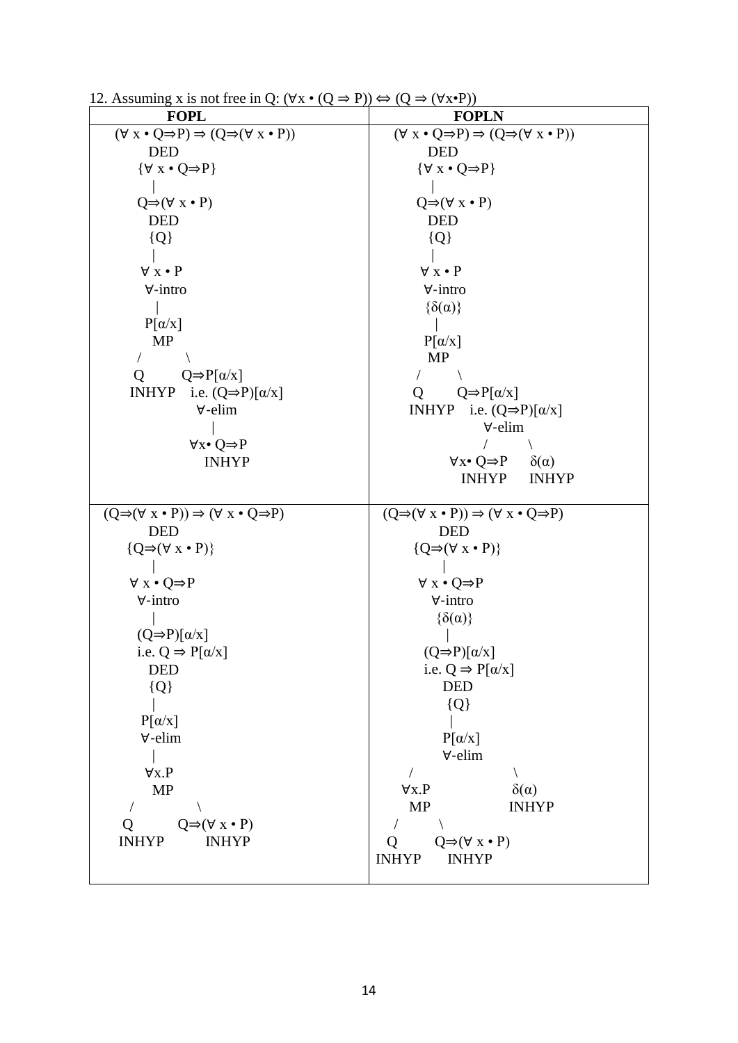12. Assuming x is not free in Q: $(\forall x \bullet (Q \Rightarrow P)) \Leftrightarrow (Q \Rightarrow (\forall x \bullet P))$

| FOPL | FOPLN |
|---|---|
| $(\forall x \bullet Q \Rightarrow P) \Rightarrow (Q \Rightarrow (\forall x \bullet P))$<br>DED<br>$\{\forall x \bullet Q \Rightarrow P\}$<br>\|<br>$Q \Rightarrow (\forall x \bullet P)$<br>DED<br>$\{Q\}$<br>\|<br>$\forall x \bullet P$<br>$\forall$-intro<br>\|<br>$P[\alpha/x]$<br>MP<br>/ \<br>$Q$ $\quad Q \Rightarrow P[\alpha/x]$<br>INHYP $\quad$ i.e. $(Q \Rightarrow P)[\alpha/x]$<br>$\forall$-elim<br>\|<br>$\forall x \bullet Q \Rightarrow P$<br>INHYP | $(\forall x \bullet Q \Rightarrow P) \Rightarrow (Q \Rightarrow (\forall x \bullet P))$<br>DED<br>$\{\forall x \bullet Q \Rightarrow P\}$<br>\|<br>$Q \Rightarrow (\forall x \bullet P)$<br>DED<br>$\{Q\}$<br>\|<br>$\forall x \bullet P$<br>$\forall$-intro<br>$\{\delta(\alpha)\}$<br>\|<br>$P[\alpha/x]$<br>MP<br>/ \<br>$Q$ $\quad Q \Rightarrow P[\alpha/x]$<br>INHYP $\quad$ i.e. $(Q \Rightarrow P)[\alpha/x]$<br>$\forall$-elim<br>/ \<br>$\forall x \bullet Q \Rightarrow P$ $\quad \delta(\alpha)$<br>INHYP $\quad$ INHYP |
| $(Q \Rightarrow (\forall x \bullet P)) \Rightarrow (\forall x \bullet Q \Rightarrow P)$<br>DED<br>$\{Q \Rightarrow (\forall x \bullet P)\}$<br>\|<br>$\forall x \bullet Q \Rightarrow P$<br>$\forall$-intro<br>\|<br>$(Q \Rightarrow P)[\alpha/x]$<br>i.e. $Q \Rightarrow P[\alpha/x]$<br>DED<br>$\{Q\}$<br>\|<br>$P[\alpha/x]$<br>$\forall$-elim<br>\|<br>$\forall x.P$<br>MP<br>/ \<br>$Q$ $\quad Q \Rightarrow (\forall x \bullet P)$<br>INHYP $\quad$ INHYP | $(Q \Rightarrow (\forall x \bullet P)) \Rightarrow (\forall x \bullet Q \Rightarrow P)$<br>DED<br>$\{Q \Rightarrow (\forall x \bullet P)\}$<br>\|<br>$\forall x \bullet Q \Rightarrow P$<br>$\forall$-intro<br>$\{\delta(\alpha)\}$<br>\|<br>$(Q \Rightarrow P)[\alpha/x]$<br>i.e. $Q \Rightarrow P[\alpha/x]$<br>DED<br>$\{Q\}$<br>\|<br>$P[\alpha/x]$<br>$\forall$-elim<br>/ \<br>$\forall x.P$ $\quad \delta(\alpha)$<br>MP $\quad$ INHYP<br>/ \<br>$Q$ $\quad Q \Rightarrow (\forall x \bullet P)$<br>INHYP $\quad$ INHYP |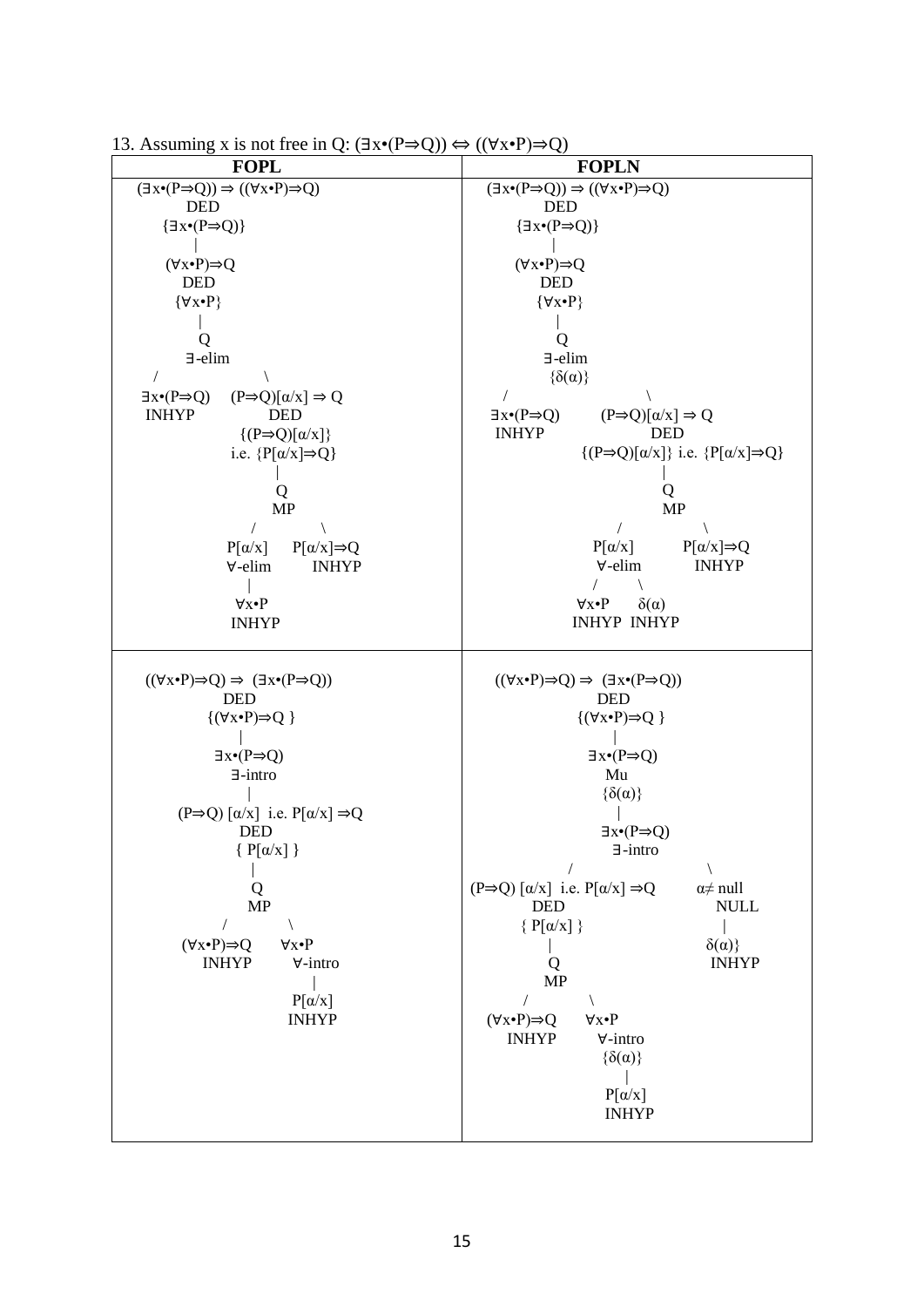13. Assuming x is not free in Q: (∃x•(P⇒Q)) ⇔ ((∀x•P)⇒Q)

<table>
<tr><th>FOPL</th><th>FOPLN</th></tr>
<tr><td><pre>
(∃x•(P⇒Q)) ⇒ ((∀x•P)⇒Q)
      DED
   {∃x•(P⇒Q)}
        |
    (∀x•P)⇒Q
      DED
     {∀x•P}
        |
        Q
      ∃-elim
    /          \
∃x•(P⇒Q)   (P⇒Q)[α/x] ⇒ Q
 INHYP          DED
            {(P⇒Q)[α/x]}
           i.e. {P[α/x]⇒Q}
                  |
                  Q
                  MP
               /      \
           P[α/x]   P[α/x]⇒Q
           ∀-elim    INHYP
              |
            ∀x•P
            INHYP
</pre></td><td><pre>
(∃x•(P⇒Q)) ⇒ ((∀x•P)⇒Q)
      DED
   {∃x•(P⇒Q)}
        |
    (∀x•P)⇒Q
      DED
     {∀x•P}
        |
        Q
      ∃-elim
      {δ(α)}
    /          \
∃x•(P⇒Q)      (P⇒Q)[α/x] ⇒ Q
 INHYP            DED
        {(P⇒Q)[α/x]} i.e. {P[α/x]⇒Q}
                  |
                  Q
                  MP
               /      \
           P[α/x]    P[α/x]⇒Q
           ∀-elim     INHYP
           /    \
        ∀x•P    δ(α)
       INHYP   INHYP
</pre></td></tr>
<tr><td><pre>
((∀x•P)⇒Q) ⇒ (∃x•(P⇒Q))
          DED
      {(∀x•P)⇒Q }
           |
       ∃x•(P⇒Q)
        ∃-intro
           |
(P⇒Q) [α/x] i.e. P[α/x] ⇒Q
          DED
       { P[α/x] }
           |
           Q
           MP
        /      \
  (∀x•P)⇒Q    ∀x•P
   INHYP     ∀-intro
                |
             P[α/x]
             INHYP
</pre></td><td><pre>
((∀x•P)⇒Q) ⇒ (∃x•(P⇒Q))
          DED
      {(∀x•P)⇒Q }
           |
       ∃x•(P⇒Q)
          Mu
        {δ(α)}
           |
       ∃x•(P⇒Q)
        ∃-intro
         /            \
(P⇒Q) [α/x] i.e. P[α/x] ⇒Q    α≠ null
      DED                      NULL
   { P[α/x] }                   |
       |                       δ(α)}
       Q                       INHYP
       MP
    /      \
(∀x•P)⇒Q   ∀x•P
 INHYP    ∀-intro
           {δ(α)}
              |
           P[α/x]
           INHYP
</pre></td></tr>
</table>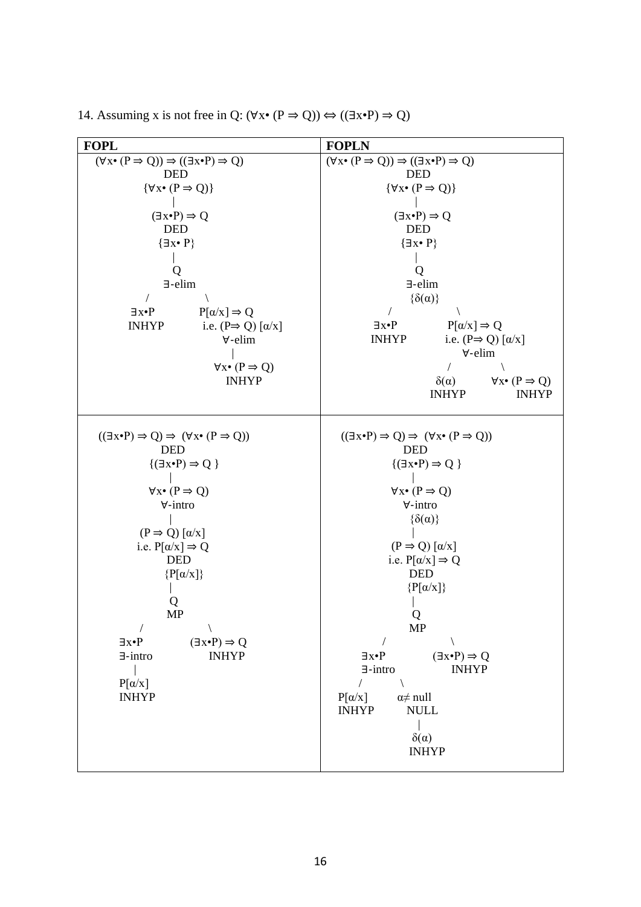14. Assuming x is not free in Q: (∀x• (P ⇒ Q)) ⇔ ((∃x•P) ⇒ Q)

| **FOPL** | **FOPLN** |
|---|---|
| <pre>(∀x• (P ⇒ Q)) ⇒ ((∃x•P) ⇒ Q)<br>              DED<br>         {∀x• (P ⇒ Q)}<br>               \|<br>          (∃x•P) ⇒ Q<br>              DED<br>            {∃x• P}<br>               \|<br>               Q<br>             ∃-elim<br>           /        \\<br>       ∃x•P        P[α/x] ⇒ Q<br>       INHYP       i.e. (P⇒ Q) [α/x]<br>                       ∀-elim<br>                         \|<br>                     ∀x• (P ⇒ Q)<br>                       INHYP</pre> | <pre>(∀x• (P ⇒ Q)) ⇒ ((∃x•P) ⇒ Q)<br>              DED<br>         {∀x• (P ⇒ Q)}<br>               \|<br>          (∃x•P) ⇒ Q<br>              DED<br>            {∃x• P}<br>               \|<br>               Q<br>             ∃-elim<br>              {δ(α)}<br>           /        \\<br>       ∃x•P        P[α/x] ⇒ Q<br>       INHYP       i.e. (P⇒ Q) [α/x]<br>                       ∀-elim<br>                     /        \\<br>                 δ(α)      ∀x• (P ⇒ Q)<br>                 INHYP       INHYP</pre> |
| <pre>((∃x•P) ⇒ Q) ⇒  (∀x• (P ⇒ Q))<br>              DED<br>          {(∃x•P) ⇒ Q }<br>               \|<br>          ∀x• (P ⇒ Q)<br>            ∀-intro<br>               \|<br>         (P ⇒ Q) [α/x]<br>         i.e. P[α/x] ⇒ Q<br>              DED<br>            {P[α/x]}<br>               \|<br>               Q<br>               MP<br>           /        \\<br>       ∃x•P        (∃x•P) ⇒ Q<br>       ∃-intro       INHYP<br>         \|<br>       P[α/x]<br>       INHYP</pre> | <pre>((∃x•P) ⇒ Q) ⇒  (∀x• (P ⇒ Q))<br>              DED<br>          {(∃x•P) ⇒ Q }<br>               \|<br>          ∀x• (P ⇒ Q)<br>            ∀-intro<br>             {δ(α)}<br>               \|<br>         (P ⇒ Q) [α/x]<br>         i.e. P[α/x] ⇒ Q<br>              DED<br>            {P[α/x]}<br>               \|<br>               Q<br>               MP<br>           /        \\<br>       ∃x•P        (∃x•P) ⇒ Q<br>       ∃-intro       INHYP<br>       /      \\<br>   P[α/x]   α≠ null<br>   INHYP     NULL<br>               \|<br>             δ(α)<br>             INHYP</pre> |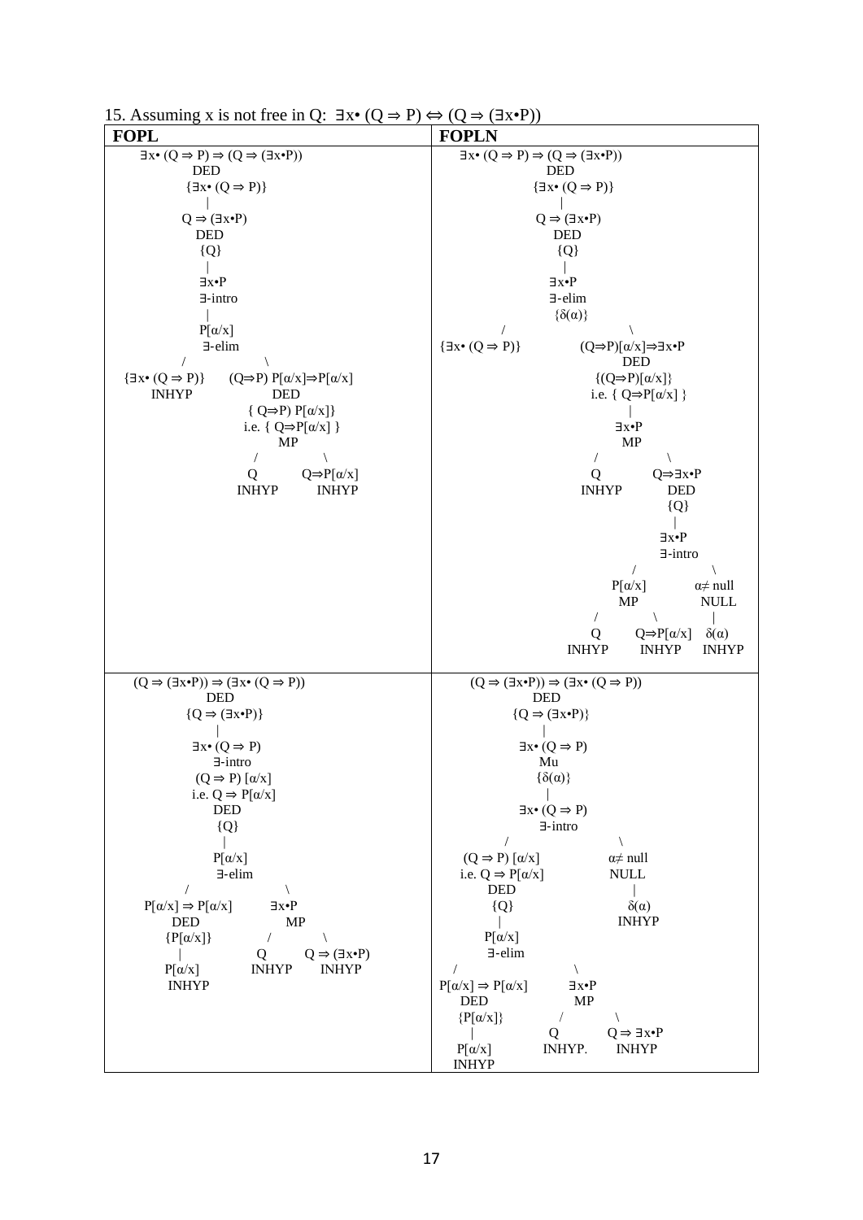15. Assuming x is not free in Q: ∃x• (Q ⇒ P) ⇔ (Q ⇒ (∃x•P))

| FOPL | FOPLN |
|---|---|
| ∃x• (Q ⇒ P) ⇒ (Q ⇒ (∃x•P))<br>DED<br>{∃x• (Q ⇒ P)}<br>\|<br>Q ⇒ (∃x•P)<br>DED<br>{Q}<br>\|<br>∃x•P<br>∃-intro<br>\|<br>P[α/x]<br>∃-elim<br>/ \\<br>{∃x• (Q ⇒ P)} INHYP &nbsp;&nbsp; (Q⇒P) P[α/x]⇒P[α/x] DED<br>{ Q⇒P) P[α/x]}<br>i.e. { Q⇒P[α/x] }<br>MP<br>/ \\<br>Q INHYP &nbsp;&nbsp; Q⇒P[α/x] INHYP | ∃x• (Q ⇒ P) ⇒ (Q ⇒ (∃x•P))<br>DED<br>{∃x• (Q ⇒ P)}<br>\|<br>Q ⇒ (∃x•P)<br>DED<br>{Q}<br>\|<br>∃x•P<br>∃-elim<br>{δ(α)}<br>/ \\<br>{∃x• (Q ⇒ P)} &nbsp;&nbsp; (Q⇒P)[α/x]⇒∃x•P<br>DED<br>{(Q⇒P)[α/x]}<br>i.e. { Q⇒P[α/x] }<br>\|<br>∃x•P<br>MP<br>/ \\<br>Q INHYP &nbsp;&nbsp; Q⇒∃x•P<br>DED<br>{Q}<br>\|<br>∃x•P<br>∃-intro<br>/ \\<br>P[α/x] MP &nbsp;&nbsp; α≠ null NULL<br>/ \\ &nbsp;&nbsp; \|<br>Q INHYP &nbsp;&nbsp; Q⇒P[α/x] INHYP &nbsp;&nbsp; δ(α) INHYP |
| (Q ⇒ (∃x•P)) ⇒ (∃x• (Q ⇒ P))<br>DED<br>{Q ⇒ (∃x•P)}<br>\|<br>∃x• (Q ⇒ P)<br>∃-intro<br>(Q ⇒ P) [α/x]<br>i.e. Q ⇒ P[α/x]<br>DED<br>{Q}<br>\|<br>P[α/x]<br>∃-elim<br>/ \\<br>P[α/x] ⇒ P[α/x] &nbsp;&nbsp; ∃x•P<br>DED &nbsp;&nbsp; MP<br>{P[α/x]} &nbsp;&nbsp; / \\<br>\| &nbsp;&nbsp; Q INHYP &nbsp;&nbsp; Q ⇒ (∃x•P) INHYP<br>P[α/x]<br>INHYP | (Q ⇒ (∃x•P)) ⇒ (∃x• (Q ⇒ P))<br>DED<br>{Q ⇒ (∃x•P)}<br>\|<br>∃x• (Q ⇒ P)<br>Mu<br>{δ(α)}<br>\|<br>∃x• (Q ⇒ P)<br>∃-intro<br>/ \\<br>(Q ⇒ P) [α/x] &nbsp;&nbsp; α≠ null<br>i.e. Q ⇒ P[α/x] &nbsp;&nbsp; NULL<br>DED &nbsp;&nbsp; \|<br>{Q} &nbsp;&nbsp; δ(α)<br>\| &nbsp;&nbsp; INHYP<br>P[α/x]<br>∃-elim<br>/ \\<br>P[α/x] ⇒ P[α/x] &nbsp;&nbsp; ∃x•P<br>DED &nbsp;&nbsp; MP<br>{P[α/x]} &nbsp;&nbsp; / \\<br>\| &nbsp;&nbsp; Q INHYP. &nbsp;&nbsp; Q ⇒ ∃x•P INHYP<br>P[α/x]<br>INHYP |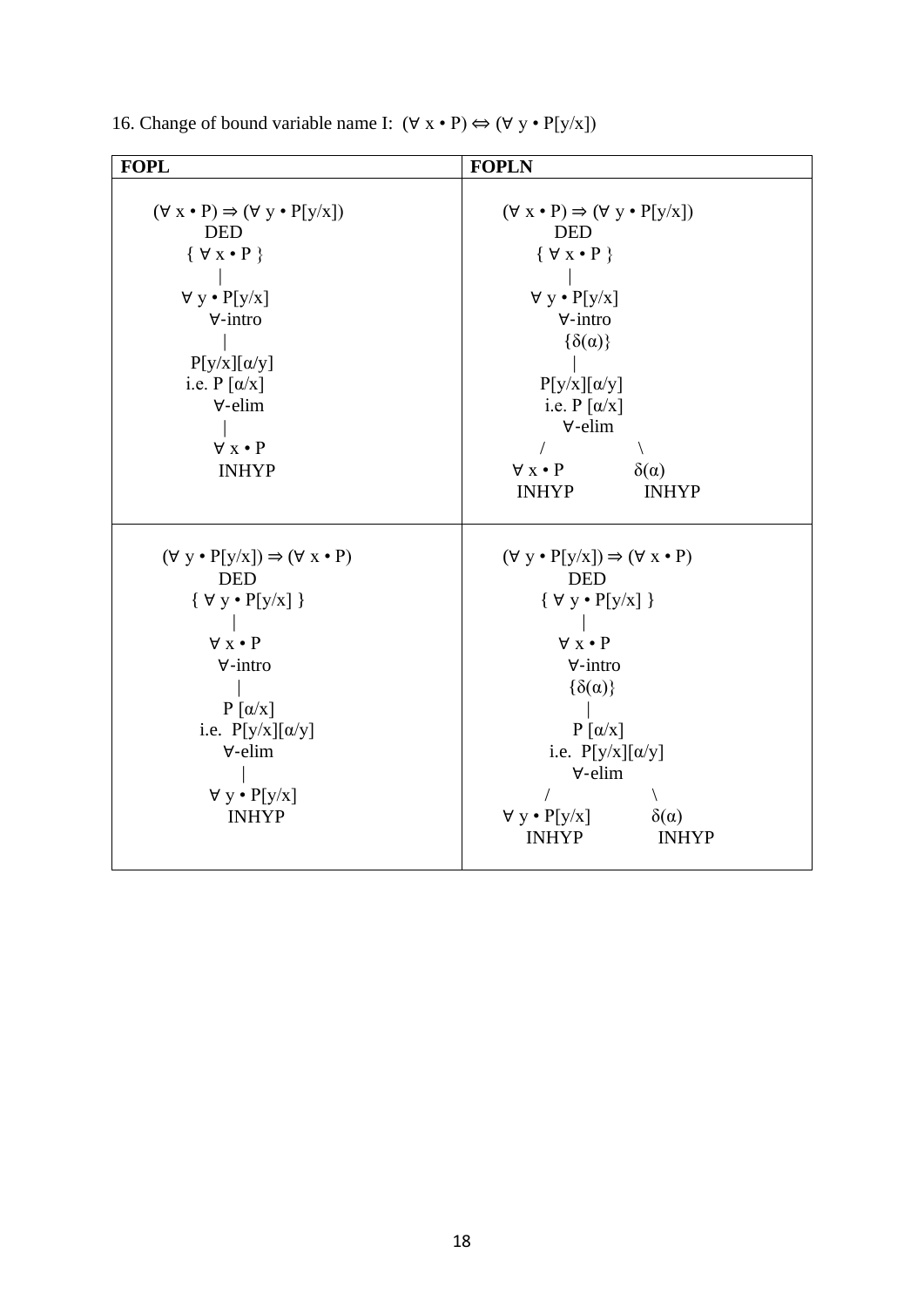16. Change of bound variable name I: (∀ x • P) ⇔ (∀ y • P[y/x])

| FOPL | FOPLN |
|---|---|
| (∀ x • P) ⇒ (∀ y • P[y/x]) <br> DED <br> { ∀ x • P } <br> \| <br> ∀ y • P[y/x] <br> ∀-intro <br> \| <br> P[y/x][α/y] <br> i.e. P [α/x] <br> ∀-elim <br> \| <br> ∀ x • P <br> INHYP | (∀ x • P) ⇒ (∀ y • P[y/x]) <br> DED <br> { ∀ x • P } <br> \| <br> ∀ y • P[y/x] <br> ∀-intro <br> {δ(α)} <br> \| <br> P[y/x][α/y] <br> i.e. P [α/x] <br> ∀-elim <br> / \ <br> ∀ x • P    δ(α) <br> INHYP    INHYP |
| (∀ y • P[y/x]) ⇒ (∀ x • P) <br> DED <br> { ∀ y • P[y/x] } <br> \| <br> ∀ x • P <br> ∀-intro <br> \| <br> P [α/x] <br> i.e. P[y/x][α/y] <br> ∀-elim <br> \| <br> ∀ y • P[y/x] <br> INHYP | (∀ y • P[y/x]) ⇒ (∀ x • P) <br> DED <br> { ∀ y • P[y/x] } <br> \| <br> ∀ x • P <br> ∀-intro <br> {δ(α)} <br> \| <br> P [α/x] <br> i.e. P[y/x][α/y] <br> ∀-elim <br> / \ <br> ∀ y • P[y/x]    δ(α) <br> INHYP    INHYP |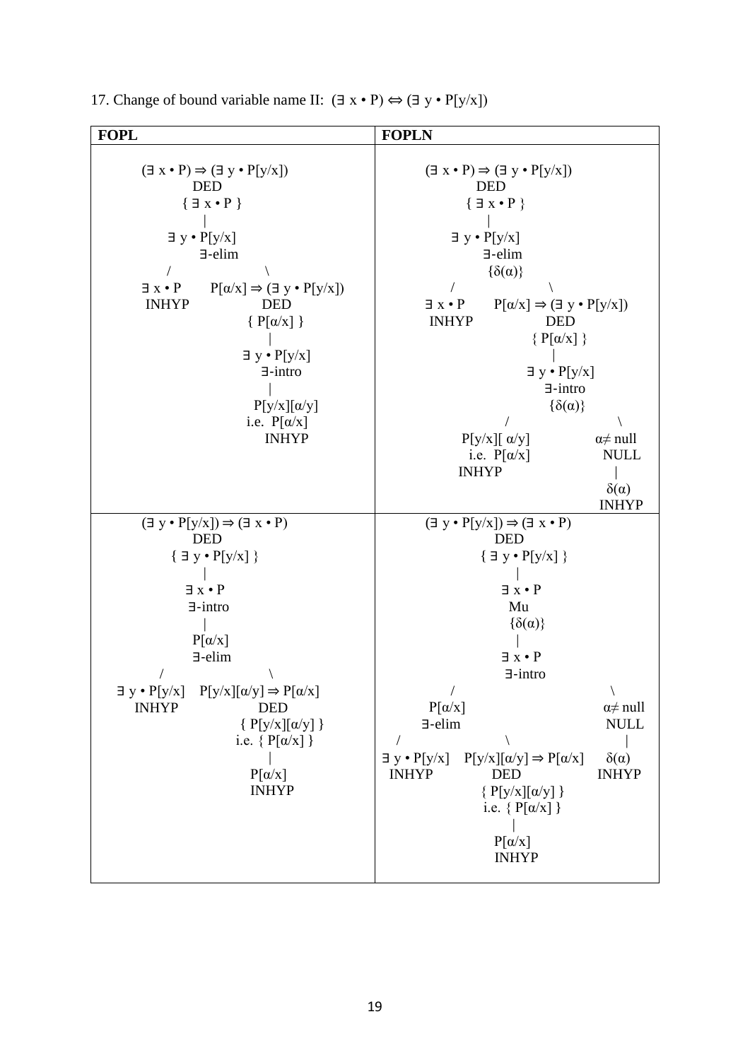17. Change of bound variable name II: $(\exists\ x \bullet P) \Leftrightarrow (\exists\ y \bullet P[y/x])$

| FOPL | FOPLN |
|---|---|
| <pre>(∃ x • P) ⇒ (∃ y • P[y/x])<br>        DED<br>      { ∃ x • P }<br>           \|<br>    ∃ y • P[y/x]<br>         ∃-elim<br>      /              \\<br>∃ x • P     P[α/x] ⇒ (∃ y • P[y/x])<br> INHYP              DED<br>               { P[α/x] }<br>                    \|<br>              ∃ y • P[y/x]<br>                 ∃-intro<br>                    \|<br>               P[y/x][α/y]<br>              i.e.  P[α/x]<br>                  INHYP</pre> | <pre>(∃ x • P) ⇒ (∃ y • P[y/x])<br>        DED<br>      { ∃ x • P }<br>           \|<br>    ∃ y • P[y/x]<br>         ∃-elim<br>         {δ(α)}<br>      /              \\<br>∃ x • P     P[α/x] ⇒ (∃ y • P[y/x])<br> INHYP              DED<br>               { P[α/x] }<br>                    \|<br>              ∃ y • P[y/x]<br>                 ∃-intro<br>                 {δ(α)}<br>               /            \\<br>      P[y/x][ α/y]        α≠ null<br>       i.e.  P[α/x]         NULL<br>      INHYP                   \|<br>                             δ(α)<br>                             INHYP</pre> |
| <pre>(∃ y • P[y/x]) ⇒ (∃ x • P)<br>        DED<br>    { ∃ y • P[y/x] }<br>           \|<br>        ∃ x • P<br>        ∃-intro<br>           \|<br>         P[α/x]<br>         ∃-elim<br>      /              \\<br>∃ y • P[y/x]   P[y/x][α/y] ⇒ P[α/x]<br>  INHYP               DED<br>              { P[y/x][α/y] }<br>              i.e. { P[α/x] }<br>                     \|<br>                   P[α/x]<br>                   INHYP</pre> | <pre>(∃ y • P[y/x]) ⇒ (∃ x • P)<br>        DED<br>    { ∃ y • P[y/x] }<br>           \|<br>        ∃ x • P<br>          Mu<br>        {δ(α)}<br>           \|<br>        ∃ x • P<br>        ∃-intro<br>      /                  \\<br>   P[α/x]              α≠ null<br>   ∃-elim                NULL<br>  /          \\              \|<br>∃ y • P[y/x]   P[y/x][α/y] ⇒ P[α/x]   δ(α)<br>INHYP           DED              INHYP<br>              { P[y/x][α/y] }<br>              i.e. { P[α/x] }<br>                     \|<br>                   P[α/x]<br>                   INHYP</pre> |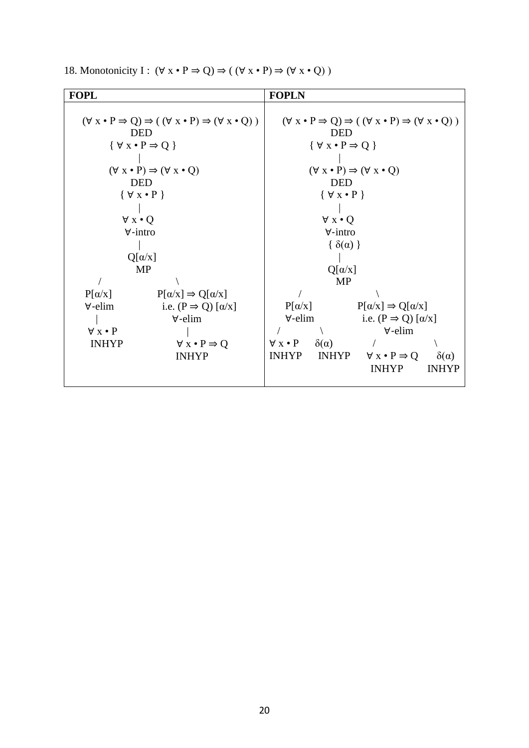18. Monotonicity I : (∀ x • P ⇒ Q) ⇒ ( (∀ x • P) ⇒ (∀ x • Q) )

| FOPL | FOPLN |
| --- | --- |
| <pre>(∀ x • P ⇒ Q) ⇒ ( (∀ x • P) ⇒ (∀ x • Q) )<br>              DED<br>        { ∀ x • P ⇒ Q }<br>               \|<br>        (∀ x • P) ⇒ (∀ x • Q)<br>              DED<br>           { ∀ x • P }<br>               \|<br>            ∀ x • Q<br>            ∀-intro<br>               \|<br>            Q[α/x]<br>              MP<br>      /                  \\<br>  P[α/x]           P[α/x] ⇒ Q[α/x]<br>  ∀-elim            i.e. (P ⇒ Q) [α/x]<br>     \|                  ∀-elim<br>  ∀ x • P                  \|<br>  INHYP              ∀ x • P ⇒ Q<br>                        INHYP</pre> | <pre>(∀ x • P ⇒ Q) ⇒ ( (∀ x • P) ⇒ (∀ x • Q) )<br>              DED<br>        { ∀ x • P ⇒ Q }<br>               \|<br>        (∀ x • P) ⇒ (∀ x • Q)<br>              DED<br>           { ∀ x • P }<br>               \|<br>            ∀ x • Q<br>            ∀-intro<br>            { δ(α) }<br>               \|<br>            Q[α/x]<br>              MP<br>      /                  \\<br>  P[α/x]           P[α/x] ⇒ Q[α/x]<br>  ∀-elim            i.e. (P ⇒ Q) [α/x]<br>  /      \\              ∀-elim<br>∀ x • P   δ(α)        /          \\<br>INHYP    INHYP   ∀ x • P ⇒ Q    δ(α)<br>                   INHYP       INHYP</pre> |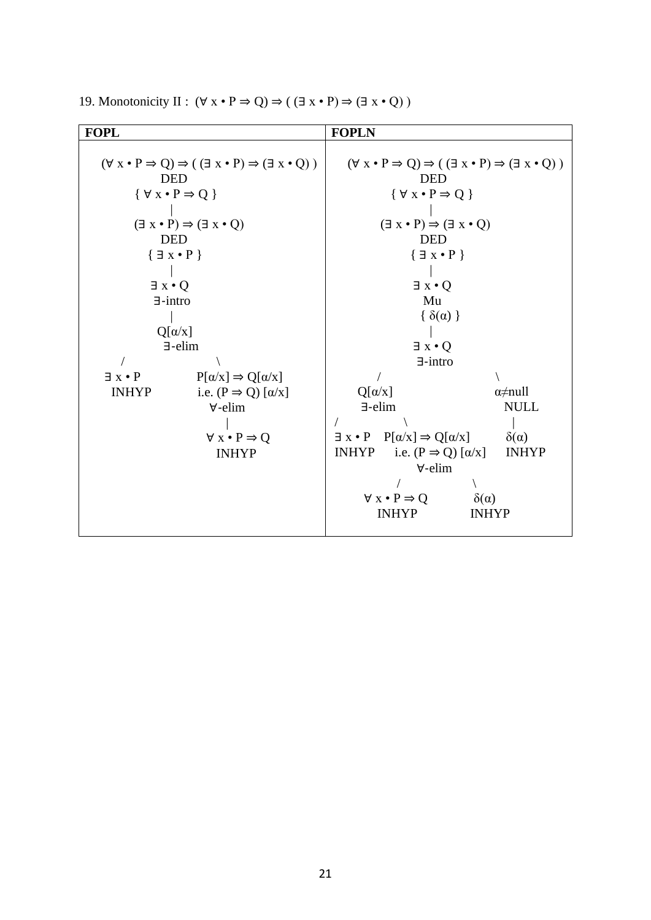19. Monotonicity II : (∀ x • P ⇒ Q) ⇒ ( (∃ x • P) ⇒ (∃ x • Q) )

| FOPL | FOPLN |
|---|---|
| <pre>(∀ x • P ⇒ Q) ⇒ ( (∃ x • P) ⇒ (∃ x • Q) )<br>            DED<br>      { ∀ x • P ⇒ Q }<br>              \|<br>      (∃ x • P) ⇒ (∃ x • Q)<br>            DED<br>         { ∃ x • P }<br>              \|<br>           ∃ x • Q<br>           ∃-intro<br>              \|<br>           Q[α/x]<br>            ∃-elim<br>     /                    \\<br>  ∃ x • P            P[α/x] ⇒ Q[α/x]<br>   INHYP            i.e. (P ⇒ Q) [α/x]<br>                       ∀-elim<br>                          \|<br>                      ∀ x • P ⇒ Q<br>                        INHYP</pre> | <pre>(∀ x • P ⇒ Q) ⇒ ( (∃ x • P) ⇒ (∃ x • Q) )<br>              DED<br>        { ∀ x • P ⇒ Q }<br>                \|<br>       (∃ x • P) ⇒ (∃ x • Q)<br>              DED<br>          { ∃ x • P }<br>                \|<br>             ∃ x • Q<br>               Mu<br>             { δ(α) }<br>                \|<br>             ∃ x • Q<br>             ∃-intro<br>        /                      \\<br>     Q[α/x]                 α≠null<br>     ∃-elim                   NULL<br>  /           \\                  \|<br>∃ x • P   P[α/x] ⇒ Q[α/x]     δ(α)<br>INHYP   i.e. (P ⇒ Q) [α/x]   INHYP<br>              ∀-elim<br>            /          \\<br>      ∀ x • P ⇒ Q      δ(α)<br>         INHYP         INHYP</pre> |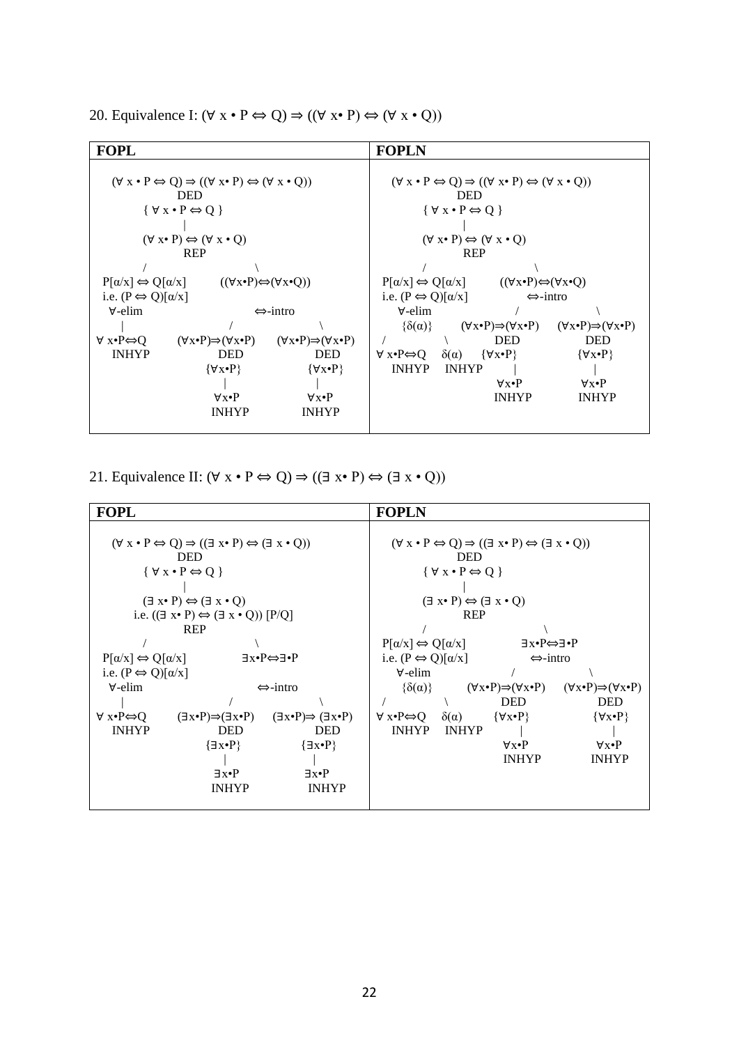20. Equivalence I: (∀ x • P ⇔ Q) ⇒ ((∀ x• P) ⇔ (∀ x • Q))

| FOPL | FOPLN |
|---|---|
| <pre>    (∀ x • P ⇔ Q) ⇒ ((∀ x• P) ⇔ (∀ x • Q))<br>              DED<br>        { ∀ x • P ⇔ Q }<br>              \|<br>        (∀ x• P) ⇔ (∀ x • Q)<br>              REP<br>         /                 \\<br>  P[α/x] ⇔ Q[α/x]       ((∀x•P)⇔(∀x•Q))<br>  i.e. (P ⇔ Q)[α/x]<br>   ∀-elim                     ⇔-intro<br>     \|                  /            \\<br>∀ x•P⇔Q      (∀x•P)⇒(∀x•P)    (∀x•P)⇒(∀x•P)<br>  INHYP           DED             DED<br>                {∀x•P}          {∀x•P}<br>                  \|               \|<br>                 ∀x•P            ∀x•P<br>                INHYP           INHYP</pre> | <pre>    (∀ x • P ⇔ Q) ⇒ ((∀ x• P) ⇔ (∀ x • Q))<br>              DED<br>        { ∀ x • P ⇔ Q }<br>              \|<br>        (∀ x• P) ⇔ (∀ x • Q)<br>              REP<br>         /                 \\<br>  P[α/x] ⇔ Q[α/x]       ((∀x•P)⇔(∀x•Q)<br>  i.e. (P ⇔ Q)[α/x]          ⇔-intro<br>   ∀-elim                 /           \\<br>    {δ(α)}      (∀x•P)⇒(∀x•P)   (∀x•P)⇒(∀x•P)<br>  /       \\          DED             DED<br>∀ x•P⇔Q   δ(α)    {∀x•P}          {∀x•P}<br>  INHYP   INHYP      \|               \|<br>                    ∀x•P            ∀x•P<br>                   INHYP           INHYP</pre> |

21. Equivalence II: (∀ x • P ⇔ Q) ⇒ ((∃ x• P) ⇔ (∃ x • Q))

| FOPL | FOPLN |
|---|---|
| <pre>    (∀ x • P ⇔ Q) ⇒ ((∃ x• P) ⇔ (∃ x • Q))<br>              DED<br>        { ∀ x • P ⇔ Q }<br>              \|<br>        (∃ x• P) ⇔ (∃ x • Q)<br>     i.e. ((∃ x• P) ⇔ (∃ x • Q)) [P/Q]<br>              REP<br>         /                 \\<br>  P[α/x] ⇔ Q[α/x]         ∃x•P⇔∃•P<br>  i.e. (P ⇔ Q)[α/x]<br>   ∀-elim                     ⇔-intro<br>     \|                  /            \\<br>∀ x•P⇔Q      (∃x•P)⇒(∃x•P)    (∃x•P)⇒ (∃x•P)<br>  INHYP           DED             DED<br>                {∃x•P}          {∃x•P}<br>                  \|               \|<br>                 ∃x•P            ∃x•P<br>                INHYP           INHYP</pre> | <pre>    (∀ x • P ⇔ Q) ⇒ ((∃ x• P) ⇔ (∃ x • Q))<br>              DED<br>        { ∀ x • P ⇔ Q }<br>              \|<br>        (∃ x• P) ⇔ (∃ x • Q)<br>              REP<br>         /                 \\<br>  P[α/x] ⇔ Q[α/x]          ∃x•P⇔∃•P<br>  i.e. (P ⇔ Q)[α/x]          ⇔-intro<br>   ∀-elim                 /           \\<br>    {δ(α)}      (∀x•P)⇒(∀x•P)   (∀x•P)⇒(∀x•P)<br>  /       \\          DED             DED<br>∀ x•P⇔Q   δ(α)    {∀x•P}          {∀x•P}<br>  INHYP   INHYP      \|               \|<br>                    ∀x•P            ∀x•P<br>                   INHYP           INHYP</pre> |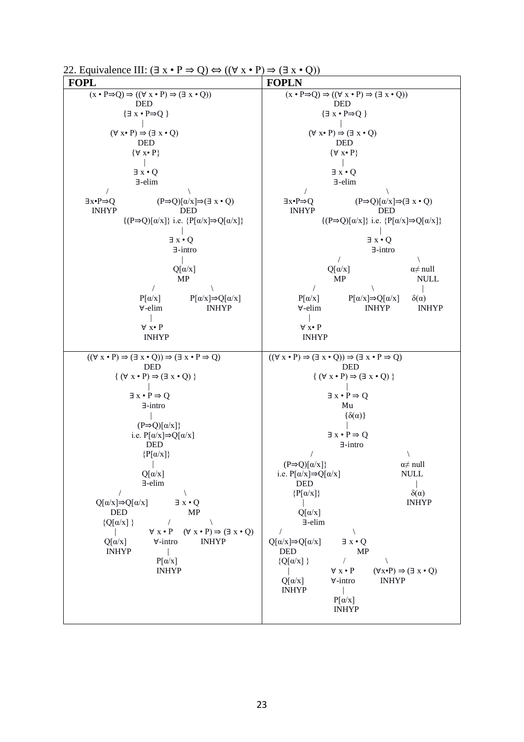22. Equivalence III: $(\exists\ x \bullet P \Rightarrow Q) \Leftrightarrow ((\forall\ x \bullet P) \Rightarrow (\exists\ x \bullet Q))$

| FOPL | FOPLN |
|---|---|
| $(x \bullet P \Rightarrow Q) \Rightarrow ((\forall\ x \bullet P) \Rightarrow (\exists\ x \bullet Q))$<br>DED<br>$\{\exists\ x \bullet P \Rightarrow Q\}$<br>\|<br>$(\forall\ x \bullet P) \Rightarrow (\exists\ x \bullet Q)$<br>DED<br>$\{\forall\ x \bullet P\}$<br>\|<br>$\exists\ x \bullet Q$<br>$\exists$-elim<br>/ \ <br>$\exists x \bullet P \Rightarrow Q$ INHYP &nbsp;&nbsp; $(P \Rightarrow Q)[\alpha/x] \Rightarrow (\exists\ x \bullet Q)$ DED<br>$\{(P \Rightarrow Q)[\alpha/x]\}$ i.e. $\{P[\alpha/x] \Rightarrow Q[\alpha/x]\}$<br>\|<br>$\exists\ x \bullet Q$<br>$\exists$-intro<br>\|<br>$Q[\alpha/x]$<br>MP<br>/ \ <br>$P[\alpha/x]$ $\forall$-elim &nbsp;&nbsp; $P[\alpha/x] \Rightarrow Q[\alpha/x]$ INHYP<br>\|<br>$\forall\ x \bullet P$<br>INHYP | $(x \bullet P \Rightarrow Q) \Rightarrow ((\forall\ x \bullet P) \Rightarrow (\exists\ x \bullet Q))$<br>DED<br>$\{\exists\ x \bullet P \Rightarrow Q\}$<br>\|<br>$(\forall\ x \bullet P) \Rightarrow (\exists\ x \bullet Q)$<br>DED<br>$\{\forall\ x \bullet P\}$<br>\|<br>$\exists\ x \bullet Q$<br>$\exists$-elim<br>/ \ <br>$\exists x \bullet P \Rightarrow Q$ INHYP &nbsp;&nbsp; $(P \Rightarrow Q)[\alpha/x] \Rightarrow (\exists\ x \bullet Q)$ DED<br>$\{(P \Rightarrow Q)[\alpha/x]\}$ i.e. $\{P[\alpha/x] \Rightarrow Q[\alpha/x]\}$<br>\|<br>$\exists\ x \bullet Q$<br>$\exists$-intro<br>/ \ <br>$Q[\alpha/x]$ MP &nbsp;&nbsp; $\alpha \neq$ null NULL<br>/ \ \| <br>$P[\alpha/x]$ $\forall$-elim &nbsp;&nbsp; $P[\alpha/x] \Rightarrow Q[\alpha/x]$ INHYP &nbsp;&nbsp; $\delta(\alpha)$ INHYP<br>\|<br>$\forall\ x \bullet P$<br>INHYP |
| $((\forall\ x \bullet P) \Rightarrow (\exists\ x \bullet Q)) \Rightarrow (\exists\ x \bullet P \Rightarrow Q)$<br>DED<br>$\{ (\forall\ x \bullet P) \Rightarrow (\exists\ x \bullet Q) \}$<br>\|<br>$\exists\ x \bullet P \Rightarrow Q$<br>$\exists$-intro<br>\|<br>$(P \Rightarrow Q)[\alpha/x]\}$<br>i.e. $P[\alpha/x] \Rightarrow Q[\alpha/x]$<br>DED<br>$\{P[\alpha/x]\}$<br>\|<br>$Q[\alpha/x]$<br>$\exists$-elim<br>/ \ <br>$Q[\alpha/x] \Rightarrow Q[\alpha/x]$ DED &nbsp;&nbsp; $\exists\ x \bullet Q$ MP<br>$\{Q[\alpha/x]\}$ &nbsp;&nbsp; / \ <br>\| &nbsp;&nbsp; $\forall\ x \bullet P$ $\forall$-intro &nbsp;&nbsp; $(\forall\ x \bullet P) \Rightarrow (\exists\ x \bullet Q)$ INHYP<br>$Q[\alpha/x]$ INHYP &nbsp;&nbsp; \|<br>$P[\alpha/x]$<br>INHYP | $((\forall\ x \bullet P) \Rightarrow (\exists\ x \bullet Q)) \Rightarrow (\exists\ x \bullet P \Rightarrow Q)$<br>DED<br>$\{ (\forall\ x \bullet P) \Rightarrow (\exists\ x \bullet Q) \}$<br>\|<br>$\exists\ x \bullet P \Rightarrow Q$<br>Mu<br>$\{\delta(\alpha)\}$<br>\|<br>$\exists\ x \bullet P \Rightarrow Q$<br>$\exists$-intro<br>/ \ <br>$(P \Rightarrow Q)[\alpha/x]\}$ i.e. $P[\alpha/x] \Rightarrow Q[\alpha/x]$ DED &nbsp;&nbsp; $\alpha \neq$ null NULL<br>$\{P[\alpha/x]\}$ &nbsp;&nbsp; \| <br>\| &nbsp;&nbsp; $\delta(\alpha)$ INHYP<br>$Q[\alpha/x]$<br>$\exists$-elim<br>/ \ <br>$Q[\alpha/x] \Rightarrow Q[\alpha/x]$ DED &nbsp;&nbsp; $\exists\ x \bullet Q$ MP<br>$\{Q[\alpha/x]\}$ &nbsp;&nbsp; / \ <br>\| &nbsp;&nbsp; $\forall\ x \bullet P$ $\forall$-intro &nbsp;&nbsp; $(\forall x \bullet P) \Rightarrow (\exists\ x \bullet Q)$ INHYP<br>$Q[\alpha/x]$ INHYP &nbsp;&nbsp; \|<br>$P[\alpha/x]$<br>INHYP |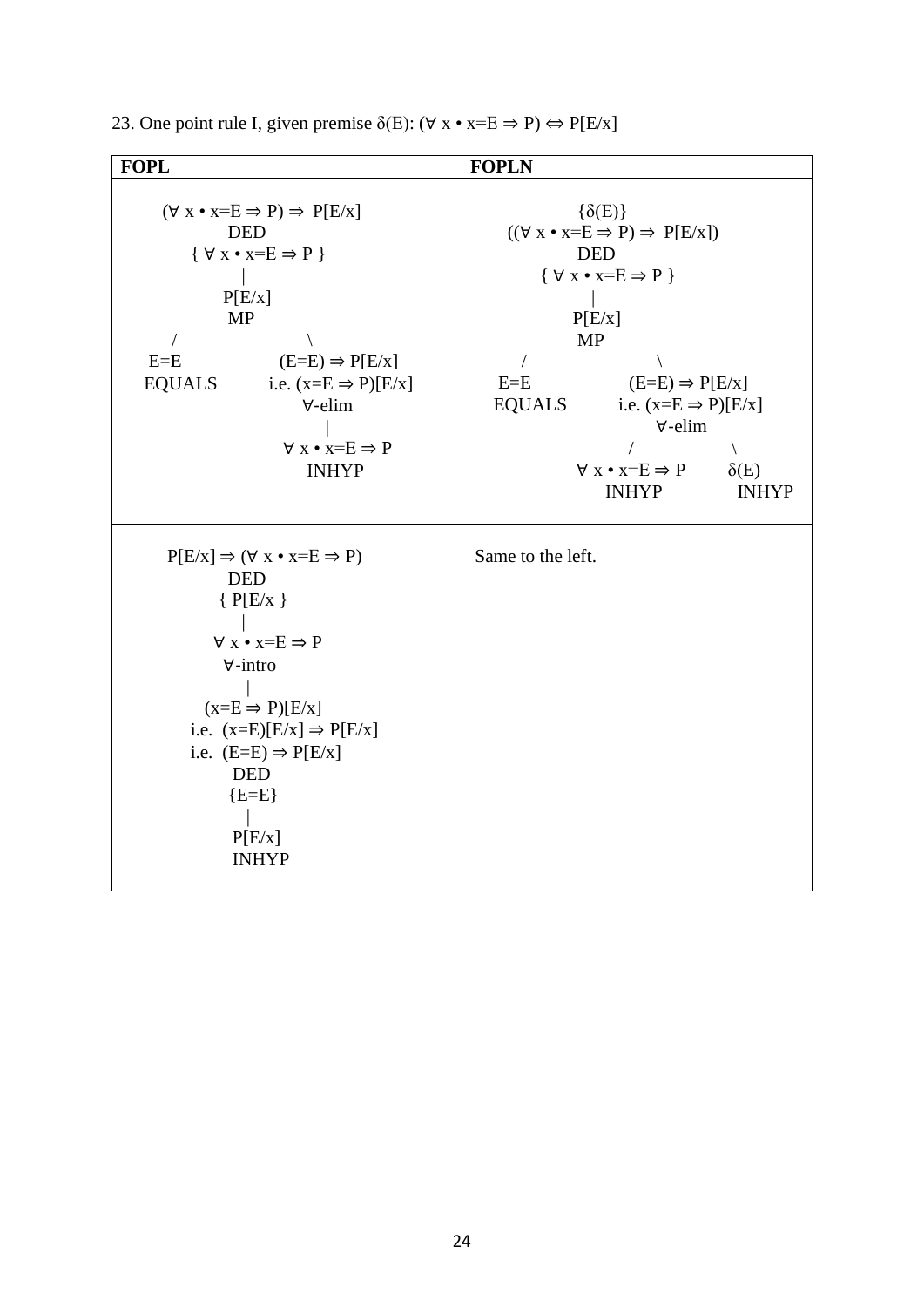23. One point rule I, given premise δ(E): (∀ x • x=E ⇒ P) ⇔ P[E/x]

| FOPL | FOPLN |
|---|---|
| (∀ x • x=E ⇒ P) ⇒ P[E/x]<br>DED<br>{ ∀ x • x=E ⇒ P }<br>\|<br>P[E/x]<br>MP<br>/ \ <br>E=E (E=E) ⇒ P[E/x]<br>EQUALS i.e. (x=E ⇒ P)[E/x]<br>∀-elim<br>\|<br>∀ x • x=E ⇒ P<br>INHYP | {δ(E)}<br>((∀ x • x=E ⇒ P) ⇒ P[E/x])<br>DED<br>{ ∀ x • x=E ⇒ P }<br>\|<br>P[E/x]<br>MP<br>/ \ <br>E=E (E=E) ⇒ P[E/x]<br>EQUALS i.e. (x=E ⇒ P)[E/x]<br>∀-elim<br>/ \ <br>∀ x • x=E ⇒ P δ(E)<br>INHYP INHYP |
| P[E/x] ⇒ (∀ x • x=E ⇒ P)<br>DED<br>{ P[E/x }<br>\|<br>∀ x • x=E ⇒ P<br>∀-intro<br>\|<br>(x=E ⇒ P)[E/x]<br>i.e. (x=E)[E/x] ⇒ P[E/x]<br>i.e. (E=E) ⇒ P[E/x]<br>DED<br>{E=E}<br>\|<br>P[E/x]<br>INHYP | Same to the left. |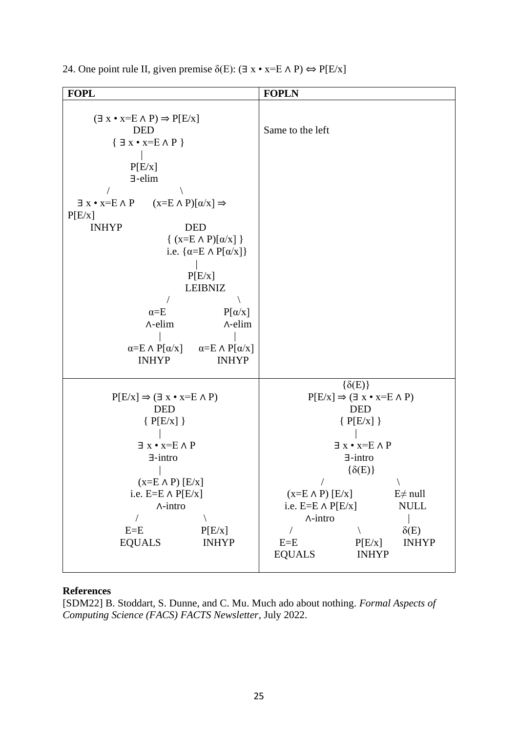24. One point rule II, given premise δ(E): (∃ x • x=E ∧ P) ⇔ P[E/x]

| FOPL | FOPLN |
|---|---|
| (∃ x • x=E ∧ P) ⇒ P[E/x]<br>DED<br>{ ∃ x • x=E ∧ P }<br>\|<br>P[E/x]<br>∃-elim<br>/ \\<br>∃ x • x=E ∧ P     (x=E ∧ P)[α/x] ⇒ P[E/x]<br>INHYP     DED<br>{ (x=E ∧ P)[α/x] }<br>i.e. {α=E ∧ P[α/x]}<br>\|<br>P[E/x]<br>LEIBNIZ<br>/ \\<br>α=E     P[α/x]<br>∧-elim     ∧-elim<br>\|     \|<br>α=E ∧ P[α/x]     α=E ∧ P[α/x]<br>INHYP     INHYP | Same to the left |
| P[E/x] ⇒ (∃ x • x=E ∧ P)<br>DED<br>{ P[E/x] }<br>\|<br>∃ x • x=E ∧ P<br>∃-intro<br>\|<br>(x=E ∧ P) [E/x]<br>i.e. E=E ∧ P[E/x]<br>∧-intro<br>/ \\<br>E=E     P[E/x]<br>EQUALS     INHYP | {δ(E)}<br>P[E/x] ⇒ (∃ x • x=E ∧ P)<br>DED<br>{ P[E/x] }<br>\|<br>∃ x • x=E ∧ P<br>∃-intro<br>{δ(E)}<br>/ \\<br>(x=E ∧ P) [E/x]     E≠ null<br>i.e. E=E ∧ P[E/x]     NULL<br>∧-intro     \|<br>/ \\     δ(E)<br>E=E     P[E/x]     INHYP<br>EQUALS     INHYP |

## References

[SDM22] B. Stoddart, S. Dunne, and C. Mu. Much ado about nothing. *Formal Aspects of Computing Science (FACS) FACTS Newsletter*, July 2022.